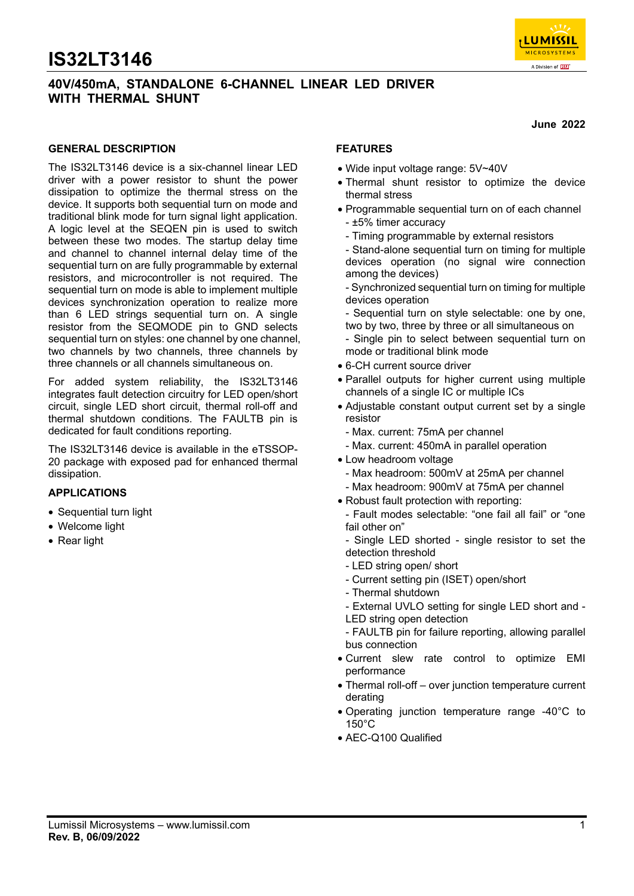# IS32LT3146

## 40V/450mA, STANDALONE 6-CHANNEL LINEAR LED DRIVER WITH THERMAL SHUNT

**June 2022**

### GENERAL DESCRIPTION

The IS32LT3146 device is a six-channel linear LED driver with a power resistor to shunt the power dissipation to optimize the thermal stress on the device. It supports both sequential turn on mode and traditional blink mode for turn signal light application. A logic level at the SEQEN pin is used to switch between these two modes. The startup delay time and channel to channel internal delay time of the sequential turn on are fully programmable by external resistors, and microcontroller is not required. The sequential turn on mode is able to implement multiple devices synchronization operation to realize more than 6 LED strings sequential turn on. A single resistor from the SEQMODE pin to GND selects sequential turn on styles: one channel by one channel, two channels by two channels, three channels by three channels or all channels simultaneous on.

For added system reliability, the IS32LT3146 integrates fault detection circuitry for LED open/short circuit, single LED short circuit, thermal roll-off and thermal shutdown conditions. The FAULTB pin is dedicated for fault conditions reporting.

The IS32LT3146 device is available in the eTSSOP-20 package with exposed pad for enhanced thermal dissipation.

### APPLICATIONS

- Sequential turn light
- Welcome light
- Rear light

### FEATURES

- Wide input voltage range: 5V~40V
- Thermal shunt resistor to optimize the device thermal stress
- Programmable sequential turn on of each channel
  - ±5% timer accuracy
  - Timing programmable by external resistors
  - Stand-alone sequential turn on timing for multiple devices operation (no signal wire connection among the devices)
  - Synchronized sequential turn on timing for multiple devices operation
  - Sequential turn on style selectable: one by one, two by two, three by three or all simultaneous on
  - Single pin to select between sequential turn on mode or traditional blink mode
- 6-CH current source driver
- Parallel outputs for higher current using multiple channels of a single IC or multiple ICs
- Adjustable constant output current set by a single resistor
  - Max. current: 75mA per channel
  - Max. current: 450mA in parallel operation
- Low headroom voltage
  - Max headroom: 500mV at 25mA per channel
  - Max headroom: 900mV at 75mA per channel
- Robust fault protection with reporting:
  - Fault modes selectable: "one fail all fail" or "one fail other on"
  - Single LED shorted - single resistor to set the detection threshold
  - LED string open/ short
  - Current setting pin (ISET) open/short
  - Thermal shutdown
  - External UVLO setting for single LED short and LED string open detection
  - FAULTB pin for failure reporting, allowing parallel bus connection
- Current slew rate control to optimize EMI performance
- Thermal roll-off – over junction temperature current derating
- Operating junction temperature range -40°C to 150°C
- AEC-Q100 Qualified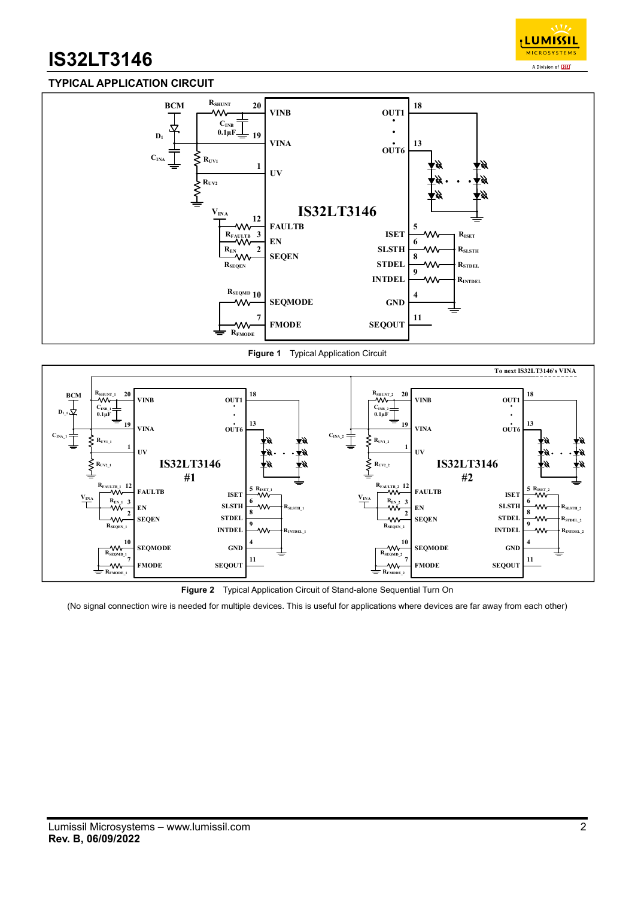## TYPICAL APPLICATION CIRCUIT

**Figure 1** Typical Application Circuit

**Figure 2** Typical Application Circuit of Stand-alone Sequential Turn On

(No signal connection wire is needed for multiple devices. This is useful for applications where devices are far away from each other)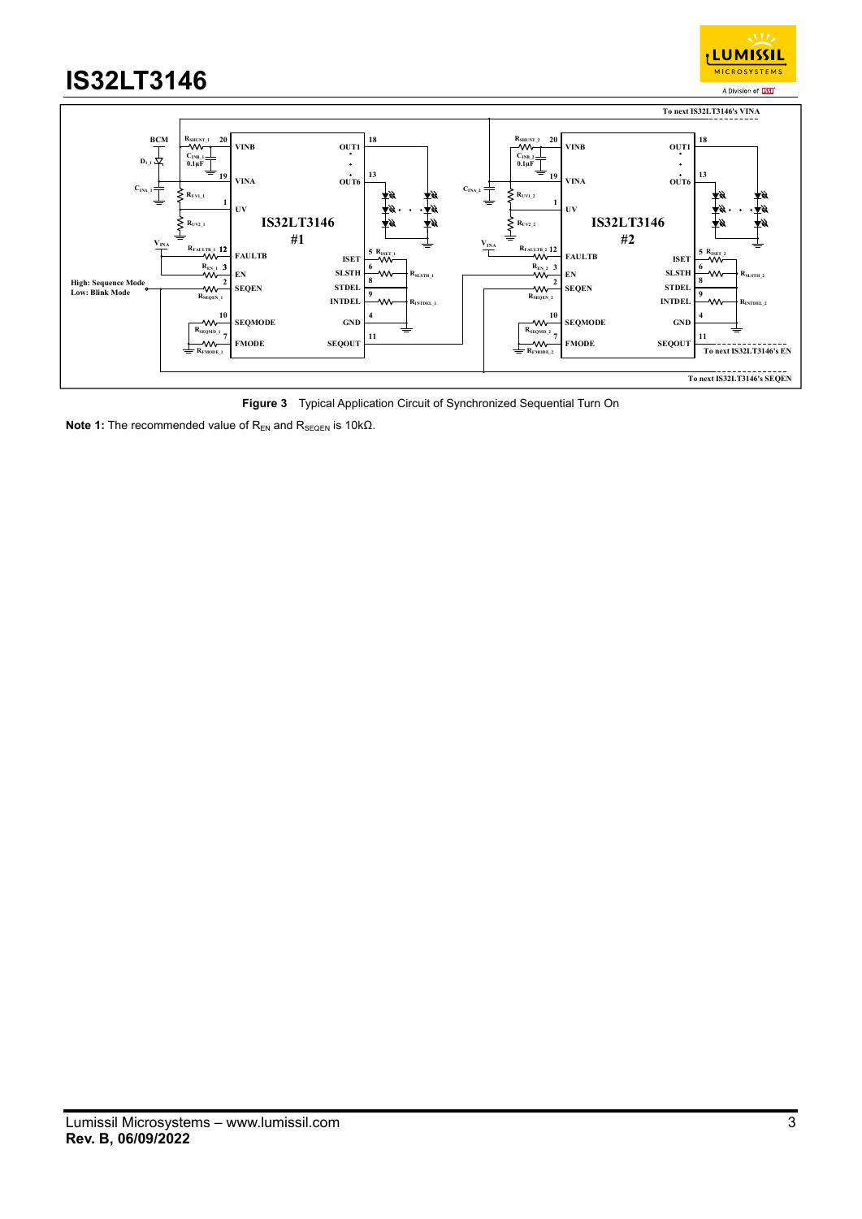**Figure 3** Typical Application Circuit of Synchronized Sequential Turn On

**Note 1:** The recommended value of $R_{EN}$ and $R_{SEQEN}$ is 10kΩ.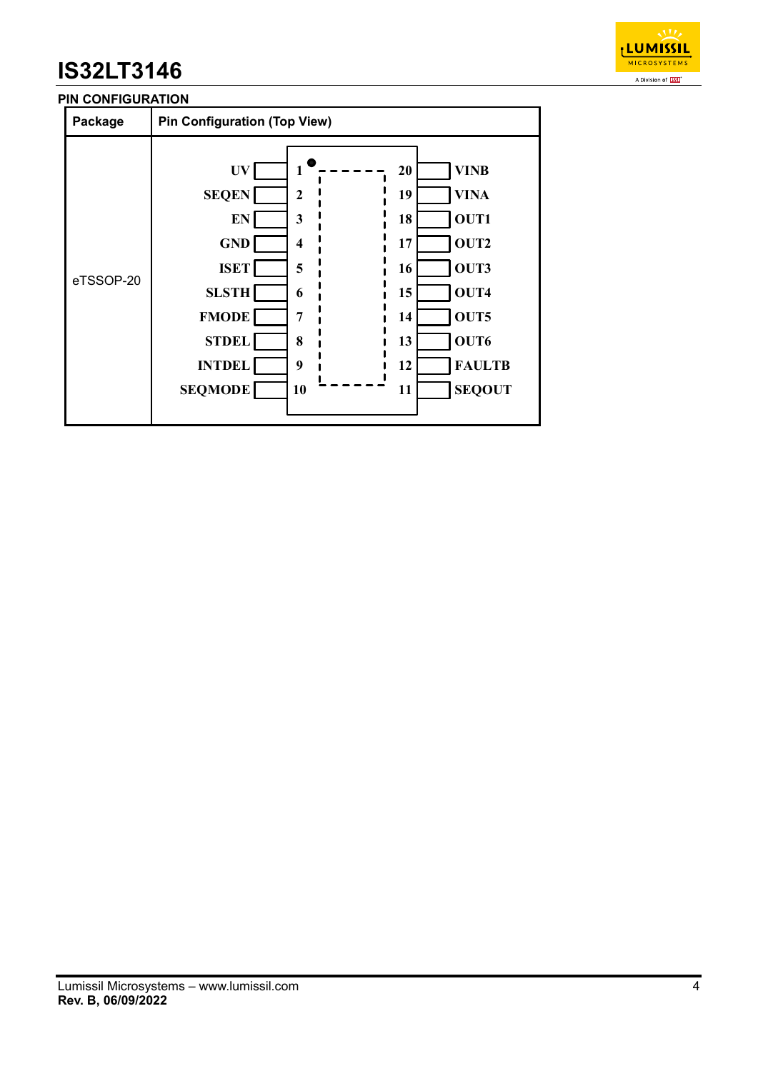## PIN CONFIGURATION

| Package | Pin Configuration (Top View) |
|---|---|
| eTSSOP-20 | UV 1, SEQEN 2, EN 3, GND 4, ISET 5, SLSTH 6, FMODE 7, STDEL 8, INTDEL 9, SEQMODE 10, SEQOUT 11, FAULTB 12, OUT6 13, OUT5 14, OUT4 15, OUT3 16, OUT2 17, OUT1 18, VINA 19, VINB 20 |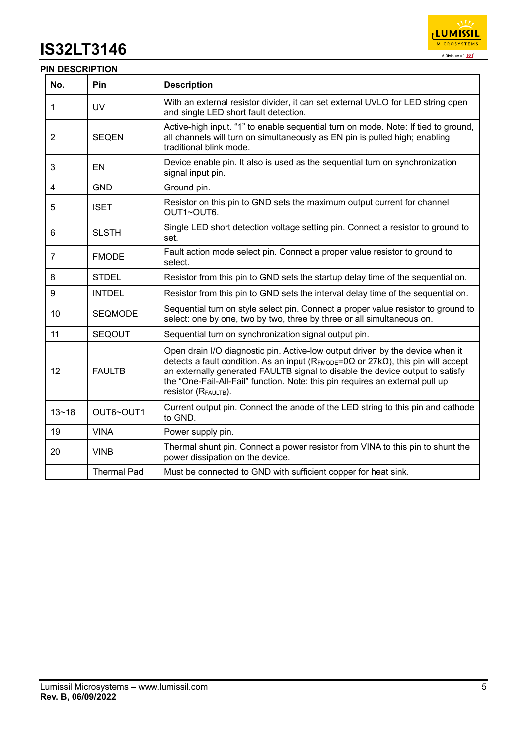## PIN DESCRIPTION

| No. | Pin | Description |
|---|---|---|
| 1 | UV | With an external resistor divider, it can set external UVLO for LED string open and single LED short fault detection. |
| 2 | SEQEN | Active-high input. "1" to enable sequential turn on mode. Note: If tied to ground, all channels will turn on simultaneously as EN pin is pulled high; enabling traditional blink mode. |
| 3 | EN | Device enable pin. It also is used as the sequential turn on synchronization signal input pin. |
| 4 | GND | Ground pin. |
| 5 | ISET | Resistor on this pin to GND sets the maximum output current for channel OUT1~OUT6. |
| 6 | SLSTH | Single LED short detection voltage setting pin. Connect a resistor to ground to set. |
| 7 | FMODE | Fault action mode select pin. Connect a proper value resistor to ground to select. |
| 8 | STDEL | Resistor from this pin to GND sets the startup delay time of the sequential on. |
| 9 | INTDEL | Resistor from this pin to GND sets the interval delay time of the sequential on. |
| 10 | SEQMODE | Sequential turn on style select pin. Connect a proper value resistor to ground to select: one by one, two by two, three by three or all simultaneous on. |
| 11 | SEQOUT | Sequential turn on synchronization signal output pin. |
| 12 | FAULTB | Open drain I/O diagnostic pin. Active-low output driven by the device when it detects a fault condition. As an input ($R_{FMODE}$=0Ω or 27kΩ), this pin will accept an externally generated FAULTB signal to disable the device output to satisfy the "One-Fail-All-Fail" function. Note: this pin requires an external pull up resistor ($R_{FAULTB}$). |
| 13~18 | OUT6~OUT1 | Current output pin. Connect the anode of the LED string to this pin and cathode to GND. |
| 19 | VINA | Power supply pin. |
| 20 | VINB | Thermal shunt pin. Connect a power resistor from VINA to this pin to shunt the power dissipation on the device. |
| | Thermal Pad | Must be connected to GND with sufficient copper for heat sink. |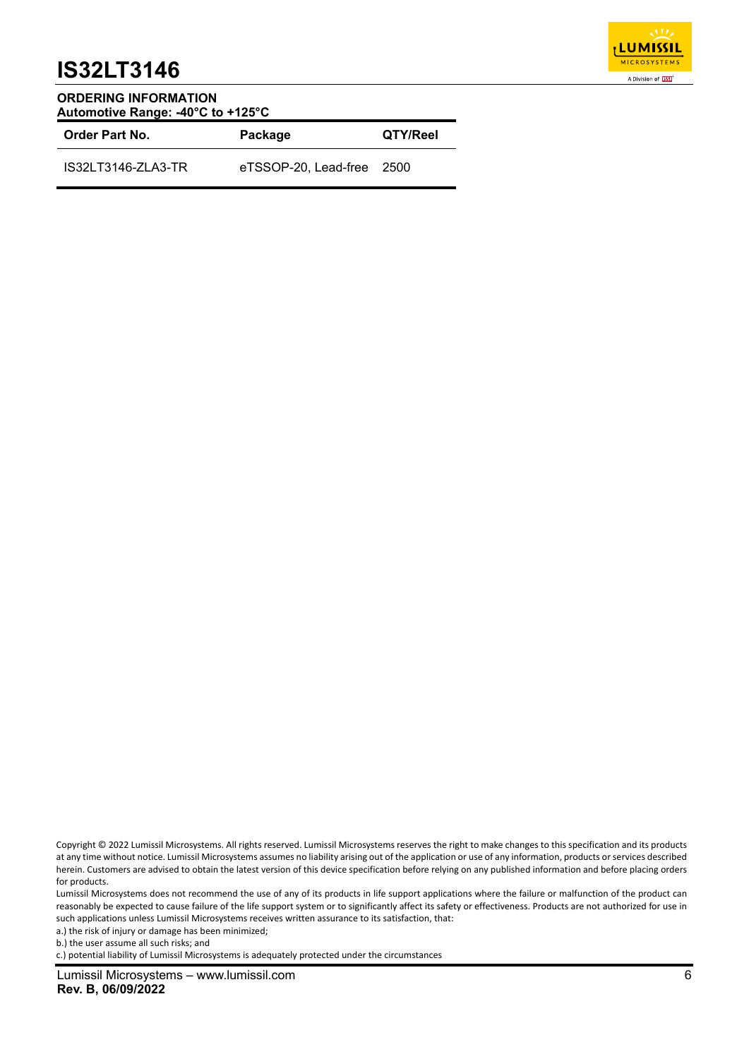## ORDERING INFORMATION

**Automotive Range: -40°C to +125°C**

| Order Part No. | Package | QTY/Reel |
|---|---|---|
| IS32LT3146-ZLA3-TR | eTSSOP-20, Lead-free | 2500 |

Copyright © 2022 Lumissil Microsystems. All rights reserved. Lumissil Microsystems reserves the right to make changes to this specification and its products at any time without notice. Lumissil Microsystems assumes no liability arising out of the application or use of any information, products or services described herein. Customers are advised to obtain the latest version of this device specification before relying on any published information and before placing orders for products.

Lumissil Microsystems does not recommend the use of any of its products in life support applications where the failure or malfunction of the product can reasonably be expected to cause failure of the life support system or to significantly affect its safety or effectiveness. Products are not authorized for use in such applications unless Lumissil Microsystems receives written assurance to its satisfaction, that:

a.) the risk of injury or damage has been minimized;

b.) the user assume all such risks; and

c.) potential liability of Lumissil Microsystems is adequately protected under the circumstances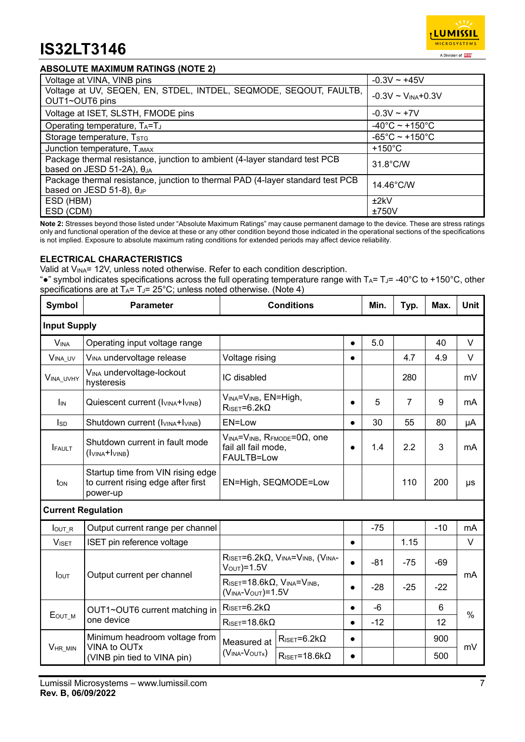### ABSOLUTE MAXIMUM RATINGS (NOTE 2)

| Parameter | Rating |
|---|---|
| Voltage at VINA, VINB pins | -0.3V ~ +45V |
| Voltage at UV, SEQEN, EN, STDEL, INTDEL, SEQMODE, SEQOUT, FAULTB, OUT1~OUT6 pins | -0.3V ~ $V_{INA}$+0.3V |
| Voltage at ISET, SLSTH, FMODE pins | -0.3V ~ +7V |
| Operating temperature, $T_A$=$T_J$ | -40°C ~ +150°C |
| Storage temperature, $T_{STG}$ | -65°C ~ +150°C |
| Junction temperature, $T_{JMAX}$ | +150°C |
| Package thermal resistance, junction to ambient (4-layer standard test PCB based on JESD 51-2A), $\theta_{JA}$ | 31.8°C/W |
| Package thermal resistance, junction to thermal PAD (4-layer standard test PCB based on JESD 51-8), $\theta_{JP}$ | 14.46°C/W |
| ESD (HBM) | ±2kV |
| ESD (CDM) | ±750V |

**Note 2:** Stresses beyond those listed under "Absolute Maximum Ratings" may cause permanent damage to the device. These are stress ratings only and functional operation of the device at these or any other condition beyond those indicated in the operational sections of the specifications is not implied. Exposure to absolute maximum rating conditions for extended periods may affect device reliability.

### ELECTRICAL CHARACTERISTICS

Valid at $V_{INA}$= 12V, unless noted otherwise. Refer to each condition description.
"●" symbol indicates specifications across the full operating temperature range with $T_A$= $T_J$= -40°C to +150°C, other specifications are at $T_A$= $T_J$= 25°C; unless noted otherwise. (Note 4)

| Symbol | Parameter | Conditions | | | Min. | Typ. | Max. | Unit |
|---|---|---|---|---|---|---|---|---|
| **Input Supply** | | | | | | | | |
| $V_{INA}$ | Operating input voltage range | | | ● | 5.0 | | 40 | V |
| $V_{INA\_UV}$ | $V_{INA}$ undervoltage release | Voltage rising | | ● | | 4.7 | 4.9 | V |
| $V_{INA\_UVHY}$ | $V_{INA}$ undervoltage-lockout hysteresis | IC disabled | | | | 280 | | mV |
| $I_{IN}$ | Quiescent current ($I_{VINA}$+$I_{VINB}$) | $V_{INA}$=$V_{INB}$, EN=High, $R_{ISET}$=6.2kΩ | | ● | 5 | 7 | 9 | mA |
| $I_{SD}$ | Shutdown current ($I_{VINA}$+$I_{VINB}$) | EN=Low | | ● | 30 | 55 | 80 | μA |
| $I_{FAULT}$ | Shutdown current in fault mode ($I_{VINA}$+$I_{VINB}$) | $V_{INA}$=$V_{INB}$, $R_{FMODE}$=0Ω, one fail all fail mode, FAULTB=Low | | ● | 1.4 | 2.2 | 3 | mA |
| $t_{ON}$ | Startup time from VIN rising edge to current rising edge after first power-up | EN=High, SEQMODE=Low | | | | 110 | 200 | μs |
| **Current Regulation** | | | | | | | | |
| $I_{OUT\_R}$ | Output current range per channel | | | | -75 | | -10 | mA |
| $V_{ISET}$ | ISET pin reference voltage | | | ● | | 1.15 | | V |
| $I_{OUT}$ | Output current per channel | $R_{ISET}$=6.2kΩ, $V_{INA}$=$V_{INB}$, ($V_{INA}$-$V_{OUT}$)=1.5V | | ● | -81 | -75 | -69 | mA |
| | | $R_{ISET}$=18.6kΩ, $V_{INA}$=$V_{INB}$, ($V_{INA}$-$V_{OUT}$)=1.5V | | ● | -28 | -25 | -22 | mA |
| $E_{OUT\_M}$ | OUT1~OUT6 current matching in one device | $R_{ISET}$=6.2kΩ | | ● | -6 | | 6 | % |
| | | $R_{ISET}$=18.6kΩ | | ● | -12 | | 12 | % |
| $V_{HR\_MIN}$ | Minimum headroom voltage from VINA to OUTx (VINB pin tied to VINA pin) | Measured at ($V_{INA}$-$V_{OUTx}$) | $R_{ISET}$=6.2kΩ | ● | | | 900 | mV |
| | | | $R_{ISET}$=18.6kΩ | ● | | | 500 | mV |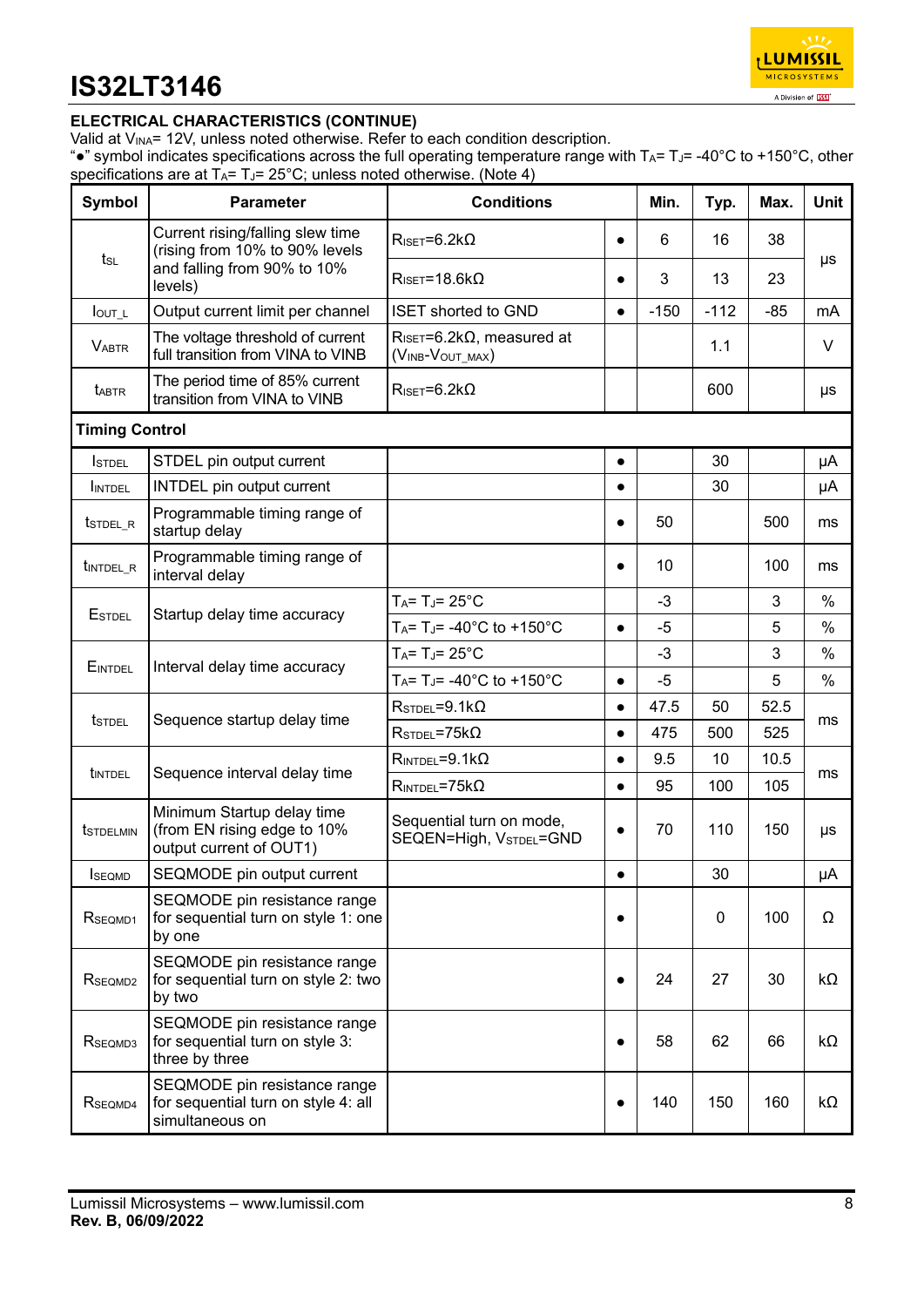## ELECTRICAL CHARACTERISTICS (CONTINUE)

Valid at $V_{INA}$= 12V, unless noted otherwise. Refer to each condition description.

"●" symbol indicates specifications across the full operating temperature range with $T_A$= $T_J$= -40°C to +150°C, other specifications are at $T_A$= $T_J$= 25°C; unless noted otherwise. (Note 4)

| Symbol | Parameter | Conditions | | Min. | Typ. | Max. | Unit |
|---|---|---|---|---|---|---|---|
| $t_{SL}$ | Current rising/falling slew time (rising from 10% to 90% levels and falling from 90% to 10% levels) | $R_{ISET}$=6.2kΩ | ● | 6 | 16 | 38 | µs |
| | | $R_{ISET}$=18.6kΩ | ● | 3 | 13 | 23 | |
| $I_{OUT\_L}$ | Output current limit per channel | ISET shorted to GND | ● | -150 | -112 | -85 | mA |
| $V_{ABTR}$ | The voltage threshold of current full transition from VINA to VINB | $R_{ISET}$=6.2kΩ, measured at ($V_{INB}$-$V_{OUT\_MAX}$) | | | 1.1 | | V |
| $t_{ABTR}$ | The period time of 85% current transition from VINA to VINB | $R_{ISET}$=6.2kΩ | | | 600 | | µs |
| **Timing Control** | | | | | | | |
| $I_{STDEL}$ | STDEL pin output current | | ● | | 30 | | µA |
| $I_{INTDEL}$ | INTDEL pin output current | | ● | | 30 | | µA |
| $t_{STDEL\_R}$ | Programmable timing range of startup delay | | ● | 50 | | 500 | ms |
| $t_{INTDEL\_R}$ | Programmable timing range of interval delay | | ● | 10 | | 100 | ms |
| $E_{STDEL}$ | Startup delay time accuracy | $T_A$= $T_J$= 25°C | | -3 | | 3 | % |
| | | $T_A$= $T_J$= -40°C to +150°C | ● | -5 | | 5 | % |
| $E_{INTDEL}$ | Interval delay time accuracy | $T_A$= $T_J$= 25°C | | -3 | | 3 | % |
| | | $T_A$= $T_J$= -40°C to +150°C | ● | -5 | | 5 | % |
| $t_{STDEL}$ | Sequence startup delay time | $R_{STDEL}$=9.1kΩ | ● | 47.5 | 50 | 52.5 | ms |
| | | $R_{STDEL}$=75kΩ | ● | 475 | 500 | 525 | |
| $t_{INTDEL}$ | Sequence interval delay time | $R_{INTDEL}$=9.1kΩ | ● | 9.5 | 10 | 10.5 | ms |
| | | $R_{INTDEL}$=75kΩ | ● | 95 | 100 | 105 | |
| $t_{STDELMIN}$ | Minimum Startup delay time (from EN rising edge to 10% output current of OUT1) | Sequential turn on mode, SEQEN=High, $V_{STDEL}$=GND | ● | 70 | 110 | 150 | µs |
| $I_{SEQMD}$ | SEQMODE pin output current | | ● | | 30 | | µA |
| $R_{SEQMD1}$ | SEQMODE pin resistance range for sequential turn on style 1: one by one | | ● | | 0 | 100 | Ω |
| $R_{SEQMD2}$ | SEQMODE pin resistance range for sequential turn on style 2: two by two | | ● | 24 | 27 | 30 | kΩ |
| $R_{SEQMD3}$ | SEQMODE pin resistance range for sequential turn on style 3: three by three | | ● | 58 | 62 | 66 | kΩ |
| $R_{SEQMD4}$ | SEQMODE pin resistance range for sequential turn on style 4: all simultaneous on | | ● | 140 | 150 | 160 | kΩ |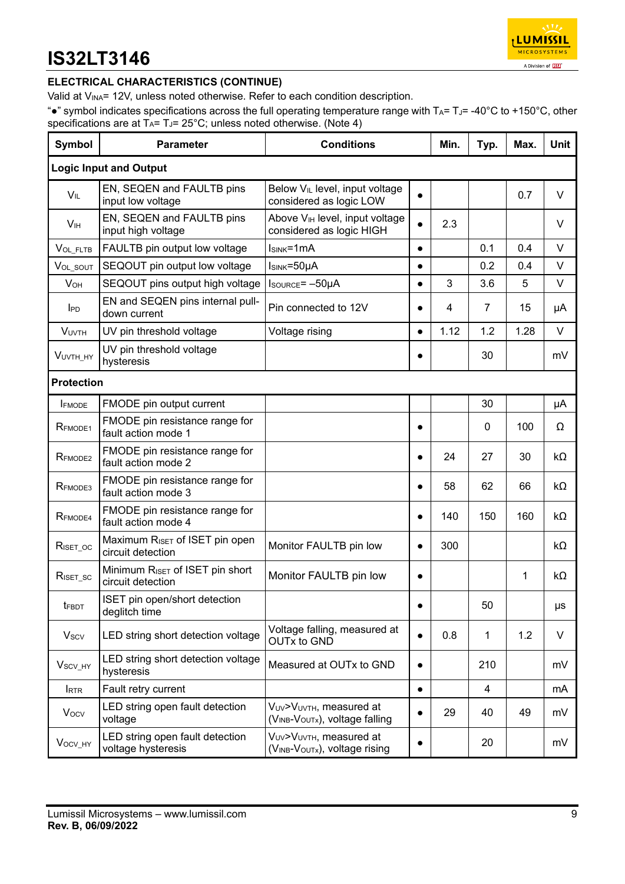### ELECTRICAL CHARACTERISTICS (CONTINUE)

Valid at $V_{INA}$= 12V, unless noted otherwise. Refer to each condition description.

"●" symbol indicates specifications across the full operating temperature range with $T_A$= $T_J$= -40°C to +150°C, other specifications are at $T_A$= $T_J$= 25°C; unless noted otherwise. (Note 4)

| Symbol | Parameter | Conditions | | Min. | Typ. | Max. | Unit |
|---|---|---|---|---|---|---|---|
| **Logic Input and Output** | | | | | | | |
| $V_{IL}$ | EN, SEQEN and FAULTB pins input low voltage | Below $V_{IL}$ level, input voltage considered as logic LOW | ● | | | 0.7 | V |
| $V_{IH}$ | EN, SEQEN and FAULTB pins input high voltage | Above $V_{IH}$ level, input voltage considered as logic HIGH | ● | 2.3 | | | V |
| $V_{OL\_FLTB}$ | FAULTB pin output low voltage | $I_{SINK}$=1mA | ● | | 0.1 | 0.4 | V |
| $V_{OL\_SOUT}$ | SEQOUT pin output low voltage | $I_{SINK}$=50μA | ● | | 0.2 | 0.4 | V |
| $V_{OH}$ | SEQOUT pins output high voltage | $I_{SOURCE}$= –50μA | ● | 3 | 3.6 | 5 | V |
| $I_{PD}$ | EN and SEQEN pins internal pull-down current | Pin connected to 12V | ● | 4 | 7 | 15 | μA |
| $V_{UVTH}$ | UV pin threshold voltage | Voltage rising | ● | 1.12 | 1.2 | 1.28 | V |
| $V_{UVTH\_HY}$ | UV pin threshold voltage hysteresis | | ● | | 30 | | mV |
| **Protection** | | | | | | | |
| $I_{FMODE}$ | FMODE pin output current | | | | 30 | | μA |
| $R_{FMODE1}$ | FMODE pin resistance range for fault action mode 1 | | ● | | 0 | 100 | Ω |
| $R_{FMODE2}$ | FMODE pin resistance range for fault action mode 2 | | ● | 24 | 27 | 30 | kΩ |
| $R_{FMODE3}$ | FMODE pin resistance range for fault action mode 3 | | ● | 58 | 62 | 66 | kΩ |
| $R_{FMODE4}$ | FMODE pin resistance range for fault action mode 4 | | ● | 140 | 150 | 160 | kΩ |
| $R_{ISET\_OC}$ | Maximum $R_{ISET}$ of ISET pin open circuit detection | Monitor FAULTB pin low | ● | 300 | | | kΩ |
| $R_{ISET\_SC}$ | Minimum $R_{ISET}$ of ISET pin short circuit detection | Monitor FAULTB pin low | ● | | | 1 | kΩ |
| $t_{FBDT}$ | ISET pin open/short detection deglitch time | | ● | | 50 | | μs |
| $V_{SCV}$ | LED string short detection voltage | Voltage falling, measured at OUTx to GND | ● | 0.8 | 1 | 1.2 | V |
| $V_{SCV\_HY}$ | LED string short detection voltage hysteresis | Measured at OUTx to GND | ● | | 210 | | mV |
| $I_{RTR}$ | Fault retry current | | ● | | 4 | | mA |
| $V_{OCV}$ | LED string open fault detection voltage | $V_{UV}$>$V_{UVTH}$, measured at ($V_{INB}$-$V_{OUTx}$), voltage falling | ● | 29 | 40 | 49 | mV |
| $V_{OCV\_HY}$ | LED string open fault detection voltage hysteresis | $V_{UV}$>$V_{UVTH}$, measured at ($V_{INB}$-$V_{OUTx}$), voltage rising | ● | | 20 | | mV |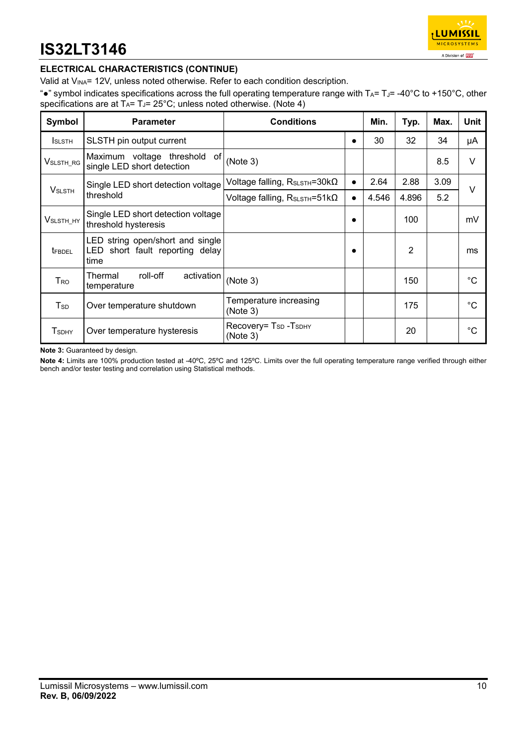### ELECTRICAL CHARACTERISTICS (CONTINUE)

Valid at $V_{INA}$= 12V, unless noted otherwise. Refer to each condition description.

"●" symbol indicates specifications across the full operating temperature range with $T_A$= $T_J$= -40°C to +150°C, other specifications are at $T_A$= $T_J$= 25°C; unless noted otherwise. (Note 4)

| Symbol | Parameter | Conditions | | Min. | Typ. | Max. | Unit |
|---|---|---|---|---|---|---|---|
| $I_{SLSTH}$ | SLSTH pin output current | | ● | 30 | 32 | 34 | μA |
| $V_{SLSTH\_RG}$ | Maximum voltage threshold of single LED short detection | (Note 3) | | | | 8.5 | V |
| $V_{SLSTH}$ | Single LED short detection voltage threshold | Voltage falling, $R_{SLSTH}$=30kΩ | ● | 2.64 | 2.88 | 3.09 | V |
| | | Voltage falling, $R_{SLSTH}$=51kΩ | ● | 4.546 | 4.896 | 5.2 | |
| $V_{SLSTH\_HY}$ | Single LED short detection voltage threshold hysteresis | | ● | | 100 | | mV |
| $t_{FBDEL}$ | LED string open/short and single LED short fault reporting delay time | | ● | | 2 | | ms |
| $T_{RO}$ | Thermal roll-off activation temperature | (Note 3) | | | 150 | | °C |
| $T_{SD}$ | Over temperature shutdown | Temperature increasing (Note 3) | | | 175 | | °C |
| $T_{SDHY}$ | Over temperature hysteresis | Recovery= $T_{SD}$ -$T_{SDHY}$ (Note 3) | | | 20 | | °C |

**Note 3:** Guaranteed by design.

**Note 4:** Limits are 100% production tested at -40ºC, 25ºC and 125ºC. Limits over the full operating temperature range verified through either bench and/or tester testing and correlation using Statistical methods.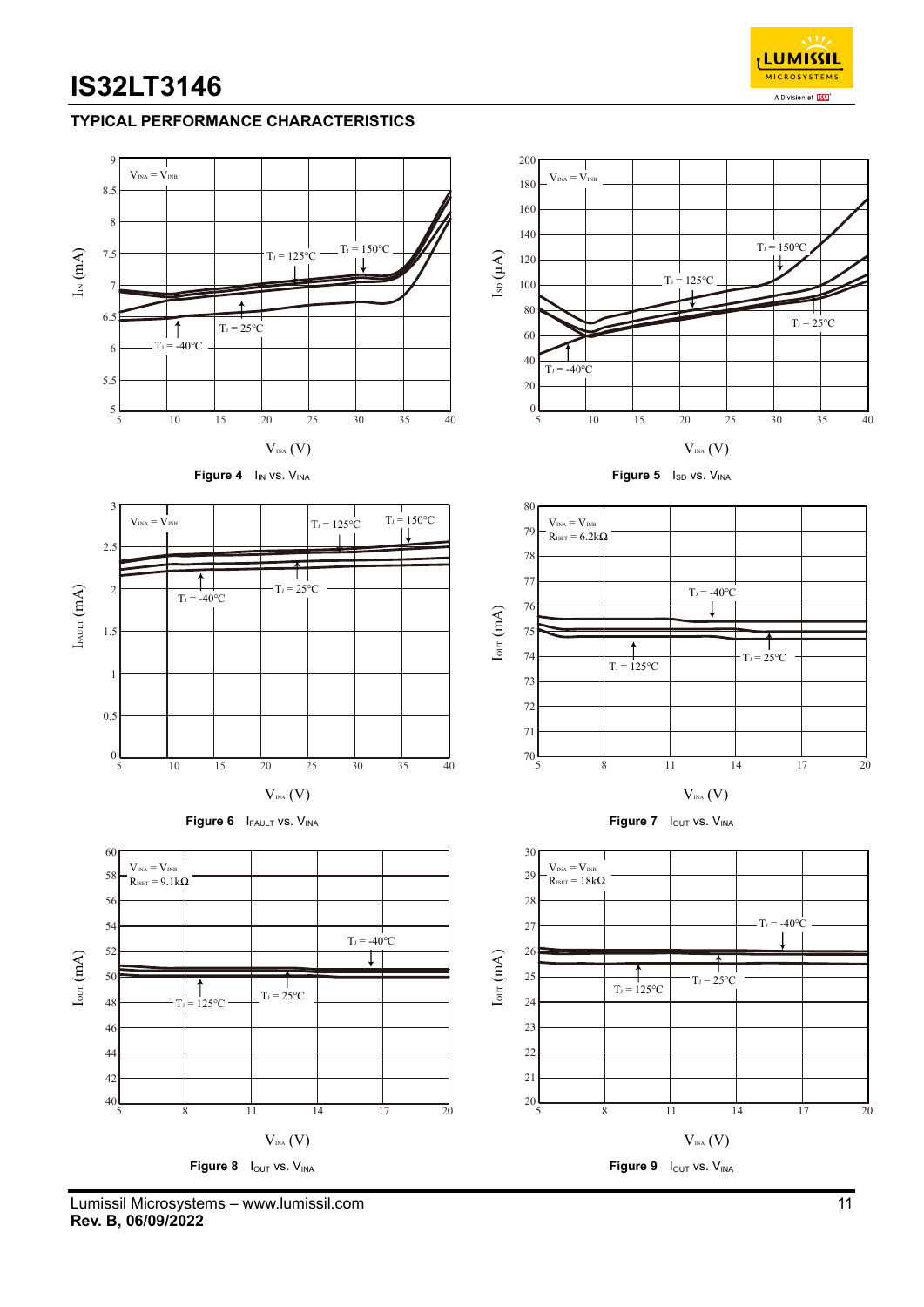## TYPICAL PERFORMANCE CHARACTERISTICS

Figure 4 $I_{IN}$ vs. $V_{INA}$

Figure 5 $I_{SD}$ vs. $V_{INA}$

Figure 6 $I_{FAULT}$ vs. $V_{INA}$

Figure 7 $I_{OUT}$ vs. $V_{INA}$

Figure 8 $I_{OUT}$ vs. $V_{INA}$

Figure 9 $I_{OUT}$ vs. $V_{INA}$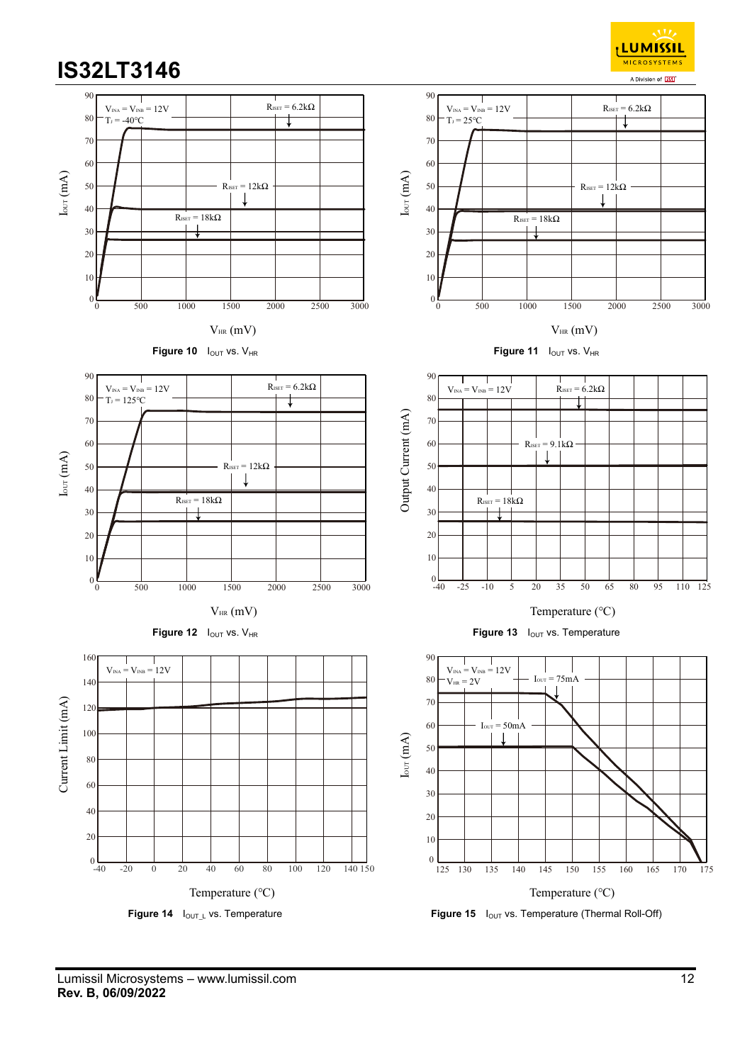Figure 10 $I_{OUT}$ vs. $V_{HR}$

Figure 11 $I_{OUT}$ vs. $V_{HR}$

Figure 12 $I_{OUT}$ vs. $V_{HR}$

Figure 13 $I_{OUT}$ vs. Temperature

Figure 14 $I_{OUT\_L}$ vs. Temperature

Figure 15 $I_{OUT}$ vs. Temperature (Thermal Roll-Off)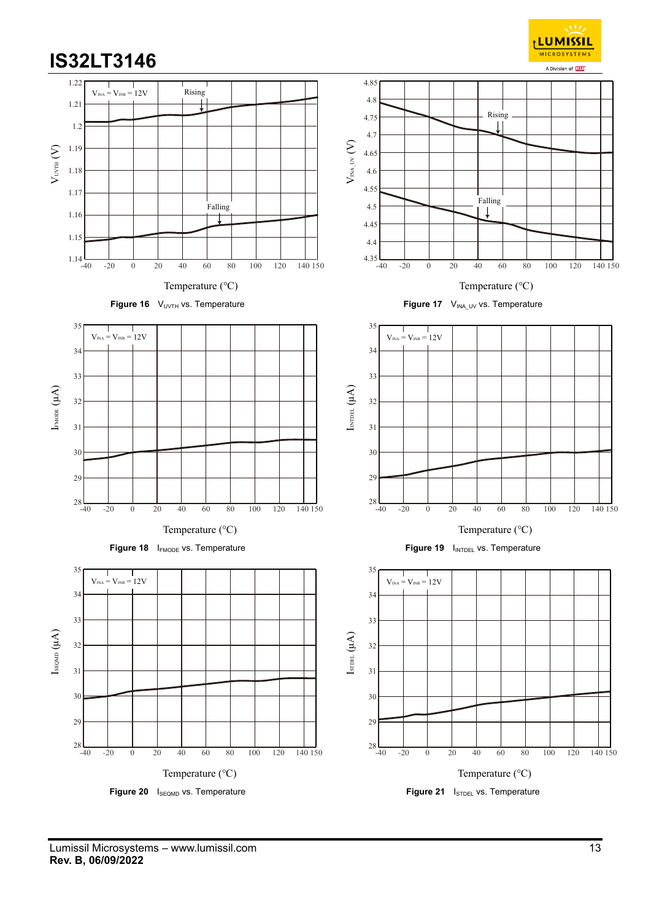Figure 16 $V_{UVTH}$ vs. Temperature

Figure 17 $V_{INA\_UV}$ vs. Temperature

Figure 18 $I_{FMODE}$ vs. Temperature

Figure 19 $I_{INTDEL}$ vs. Temperature

Figure 20 $I_{SEQMD}$ vs. Temperature

Figure 21 $I_{STDEL}$ vs. Temperature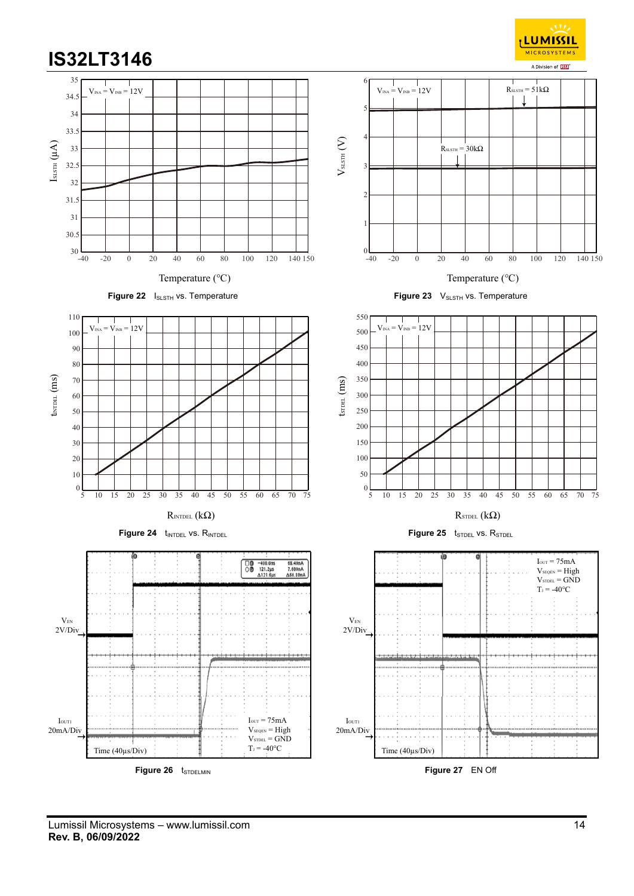Figure 22 $I_{SLSTH}$ vs. Temperature

Figure 23 $V_{SLSTH}$ vs. Temperature

Figure 24 $t_{INTDEL}$ vs. $R_{INTDEL}$

Figure 25 $t_{STDEL}$ vs. $R_{STDEL}$

Figure 26 $t_{STDELMIN}$

Figure 27 EN Off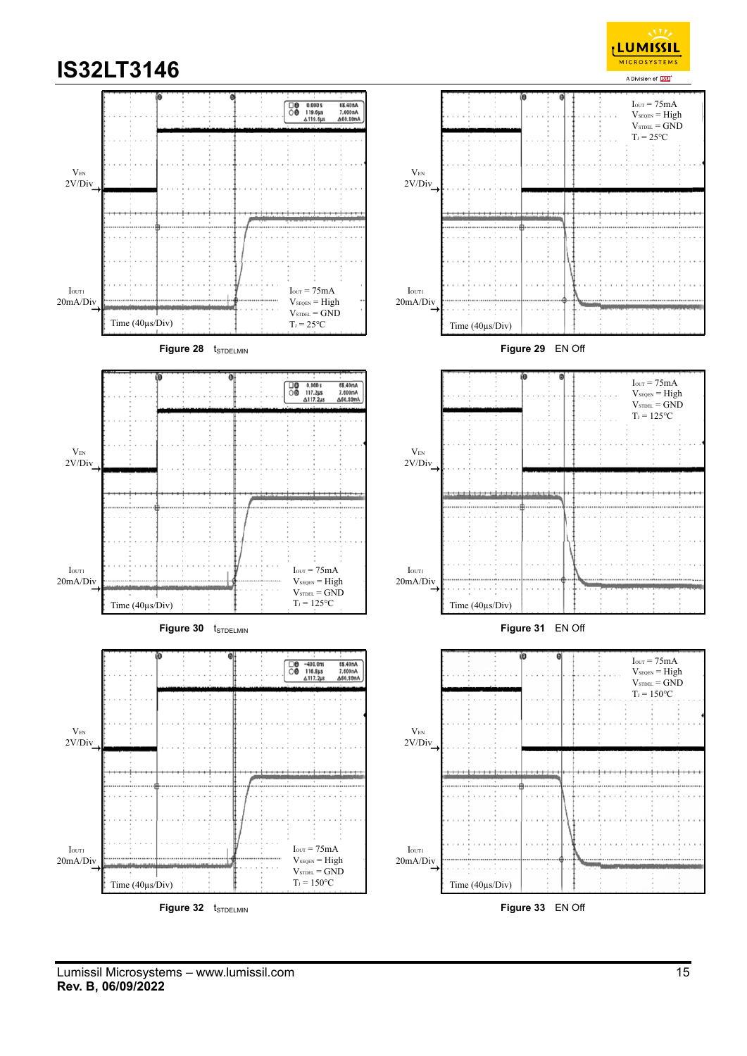$V_{EN}$
2V/Div

$I_{OUT1}$
20mA/Div

Time (40µs/Div)

$I_{OUT}$ = 75mA
$V_{SEQEN}$ = High
$V_{STDEL}$ = GND
$T_J$ = 25°C

**Figure 28** $t_{STDELMIN}$

$V_{EN}$
2V/Div

$I_{OUT1}$
20mA/Div

Time (40µs/Div)

$I_{OUT}$ = 75mA
$V_{SEQEN}$ = High
$V_{STDEL}$ = GND
$T_J$ = 25°C

**Figure 29** EN Off

$V_{EN}$
2V/Div

$I_{OUT1}$
20mA/Div

Time (40µs/Div)

$I_{OUT}$ = 75mA
$V_{SEQEN}$ = High
$V_{STDEL}$ = GND
$T_J$ = 125°C

**Figure 30** $t_{STDELMIN}$

$V_{EN}$
2V/Div

$I_{OUT1}$
20mA/Div

Time (40µs/Div)

$I_{OUT}$ = 75mA
$V_{SEQEN}$ = High
$V_{STDEL}$ = GND
$T_J$ = 125°C

**Figure 31** EN Off

$V_{EN}$
2V/Div

$I_{OUT1}$
20mA/Div

Time (40µs/Div)

$I_{OUT}$ = 75mA
$V_{SEQEN}$ = High
$V_{STDEL}$ = GND
$T_J$ = 150°C

**Figure 32** $t_{STDELMIN}$

$V_{EN}$
2V/Div

$I_{OUT1}$
20mA/Div

Time (40µs/Div)

$I_{OUT}$ = 75mA
$V_{SEQEN}$ = High
$V_{STDEL}$ = GND
$T_J$ = 150°C

**Figure 33** EN Off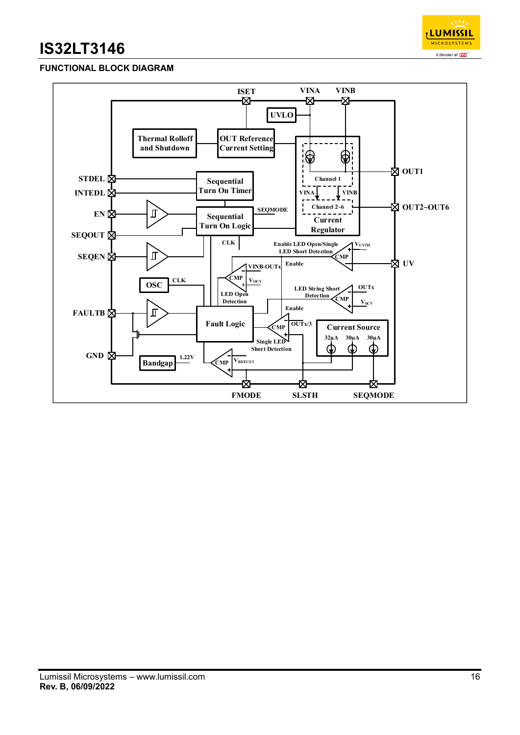## FUNCTIONAL BLOCK DIAGRAM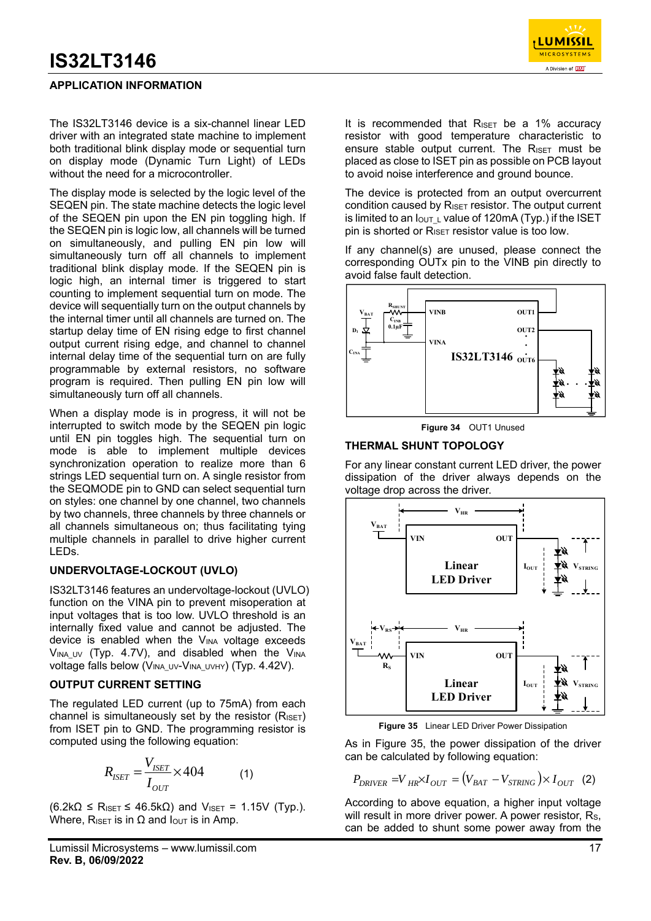## APPLICATION INFORMATION

The IS32LT3146 device is a six-channel linear LED driver with an integrated state machine to implement both traditional blink display mode or sequential turn on display mode (Dynamic Turn Light) of LEDs without the need for a microcontroller.

The display mode is selected by the logic level of the SEQEN pin. The state machine detects the logic level of the SEQEN pin upon the EN pin toggling high. If the SEQEN pin is logic low, all channels will be turned on simultaneously, and pulling EN pin low will simultaneously turn off all channels to implement traditional blink display mode. If the SEQEN pin is logic high, an internal timer is triggered to start counting to implement sequential turn on mode. The device will sequentially turn on the output channels by the internal timer until all channels are turned on. The startup delay time of EN rising edge to first channel output current rising edge, and channel to channel internal delay time of the sequential turn on are fully programmable by external resistors, no software program is required. Then pulling EN pin low will simultaneously turn off all channels.

When a display mode is in progress, it will not be interrupted to switch mode by the SEQEN pin logic until EN pin toggles high. The sequential turn on mode is able to implement multiple devices synchronization operation to realize more than 6 strings LED sequential turn on. A single resistor from the SEQMODE pin to GND can select sequential turn on styles: one channel by one channel, two channels by two channels, three channels by three channels or all channels simultaneous on; thus facilitating tying multiple channels in parallel to drive higher current LEDs.

### UNDERVOLTAGE-LOCKOUT (UVLO)

IS32LT3146 features an undervoltage-lockout (UVLO) function on the VINA pin to prevent misoperation at input voltages that is too low. UVLO threshold is an internally fixed value and cannot be adjusted. The device is enabled when the $V_{INA}$ voltage exceeds $V_{INA\_UV}$ (Typ. 4.7V), and disabled when the $V_{INA}$ voltage falls below ($V_{INA\_UV}$-$V_{INA\_UVHY}$) (Typ. 4.42V).

### OUTPUT CURRENT SETTING

The regulated LED current (up to 75mA) from each channel is simultaneously set by the resistor ($R_{ISET}$) from ISET pin to GND. The programming resistor is computed using the following equation:

$$R_{ISET} = \frac{V_{ISET}}{I_{OUT}} \times 404 \qquad (1)$$

($6.2k\Omega \le R_{ISET} \le 46.5k\Omega$) and $V_{ISET}$ = 1.15V (Typ.). Where, $R_{ISET}$ is in Ω and $I_{OUT}$ is in Amp.

It is recommended that $R_{ISET}$ be a 1% accuracy resistor with good temperature characteristic to ensure stable output current. The $R_{ISET}$ must be placed as close to ISET pin as possible on PCB layout to avoid noise interference and ground bounce.

The device is protected from an output overcurrent condition caused by $R_{ISET}$ resistor. The output current is limited to an $I_{OUT\_L}$ value of 120mA (Typ.) if the ISET pin is shorted or $R_{ISET}$ resistor value is too low.

If any channel(s) are unused, please connect the corresponding OUTx pin to the VINB pin directly to avoid false fault detection.

Figure 34 OUT1 Unused

### THERMAL SHUNT TOPOLOGY

For any linear constant current LED driver, the power dissipation of the driver always depends on the voltage drop across the driver.

Figure 35 Linear LED Driver Power Dissipation

As in Figure 35, the power dissipation of the driver can be calculated by following equation:

$$P_{DRIVER} = V_{HR} \times I_{OUT} = \left(V_{BAT} - V_{STRING}\right) \times I_{OUT} \quad (2)$$

According to above equation, a higher input voltage will result in more driver power. A power resistor, $R_S$, can be added to shunt some power away from the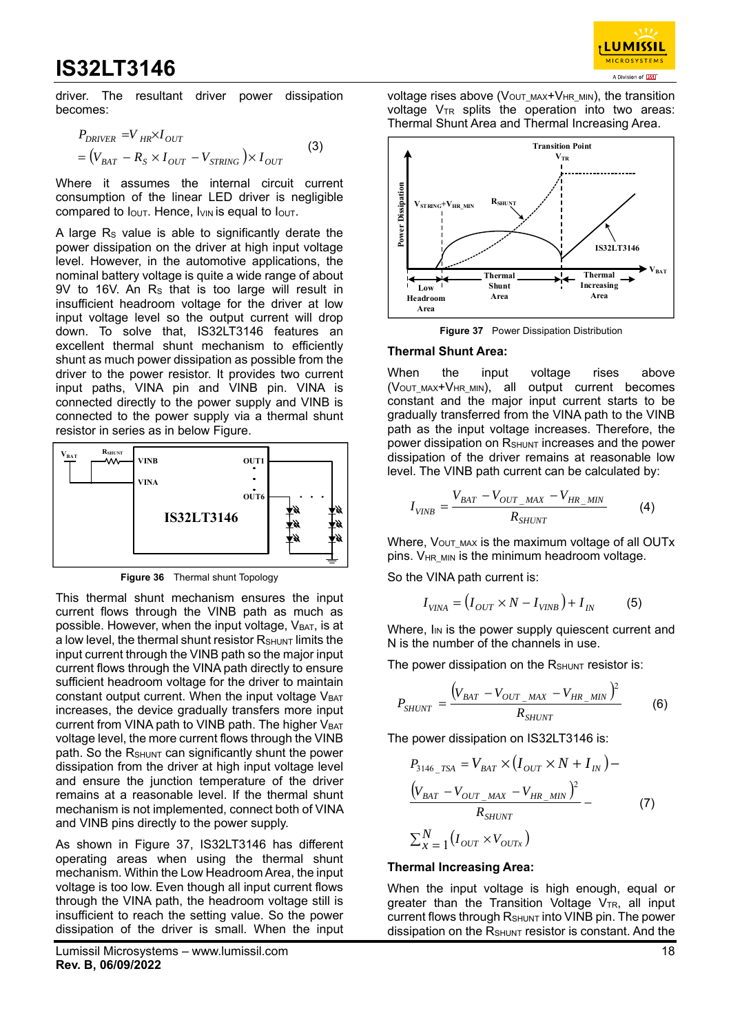driver. The resultant driver power dissipation becomes:

$$P_{DRIVER} = V_{HR} \times I_{OUT} = (V_{BAT} - R_S \times I_{OUT} - V_{STRING}) \times I_{OUT} \quad (3)$$

Where it assumes the internal circuit current consumption of the linear LED driver is negligible compared to $I_{OUT}$. Hence, $I_{VIN}$ is equal to $I_{OUT}$.

A large $R_S$ value is able to significantly derate the power dissipation on the driver at high input voltage level. However, in the automotive applications, the nominal battery voltage is quite a wide range of about 9V to 16V. An $R_S$ that is too large will result in insufficient headroom voltage for the driver at low input voltage level so the output current will drop down. To solve that, IS32LT3146 features an excellent thermal shunt mechanism to efficiently shunt as much power dissipation as possible from the driver to the power resistor. It provides two current input paths, VINA pin and VINB pin. VINA is connected directly to the power supply and VINB is connected to the power supply via a thermal shunt resistor in series as in below Figure.

**Figure 36** Thermal shunt Topology

This thermal shunt mechanism ensures the input current flows through the VINB path as much as possible. However, when the input voltage, $V_{BAT}$, is at a low level, the thermal shunt resistor $R_{SHUNT}$ limits the input current through the VINB path so the major input current flows through the VINA path directly to ensure sufficient headroom voltage for the driver to maintain constant output current. When the input voltage $V_{BAT}$ increases, the device gradually transfers more input current from VINA path to VINB path. The higher $V_{BAT}$ voltage level, the more current flows through the VINB path. So the $R_{SHUNT}$ can significantly shunt the power dissipation from the driver at high input voltage level and ensure the junction temperature of the driver remains at a reasonable level. If the thermal shunt mechanism is not implemented, connect both of VINA and VINB pins directly to the power supply.

As shown in Figure 37, IS32LT3146 has different operating areas when using the thermal shunt mechanism. Within the Low Headroom Area, the input voltage is too low. Even though all input current flows through the VINA path, the headroom voltage still is insufficient to reach the setting value. So the power dissipation of the driver is small. When the input voltage rises above ($V_{OUT\_MAX}$+$V_{HR\_MIN}$), the transition voltage $V_{TR}$ splits the operation into two areas: Thermal Shunt Area and Thermal Increasing Area.

**Figure 37** Power Dissipation Distribution

### Thermal Shunt Area:

When the input voltage rises above ($V_{OUT\_MAX}$+$V_{HR\_MIN}$), all output current becomes constant and the major input current starts to be gradually transferred from the VINA path to the VINB path as the input voltage increases. Therefore, the power dissipation on $R_{SHUNT}$ increases and the power dissipation of the driver remains at reasonable low level. The VINB path current can be calculated by:

$$I_{VINB} = \frac{V_{BAT} - V_{OUT\_MAX} - V_{HR\_MIN}}{R_{SHUNT}} \quad (4)$$

Where, $V_{OUT\_MAX}$ is the maximum voltage of all OUTx pins. $V_{HR\_MIN}$ is the minimum headroom voltage.

So the VINA path current is:

$$I_{VINA} = (I_{OUT} \times N - I_{VINB}) + I_{IN} \quad (5)$$

Where, $I_{IN}$ is the power supply quiescent current and N is the number of the channels in use.

The power dissipation on the $R_{SHUNT}$ resistor is:

$$P_{SHUNT} = \frac{(V_{BAT} - V_{OUT\_MAX} - V_{HR\_MIN})^2}{R_{SHUNT}} \quad (6)$$

The power dissipation on IS32LT3146 is:

$$P_{3146\_TSA} = V_{BAT} \times (I_{OUT} \times N + I_{IN}) - \frac{(V_{BAT} - V_{OUT\_MAX} - V_{HR\_MIN})^2}{R_{SHUNT}} - \sum_{X=1}^{N} (I_{OUT} \times V_{OUTx}) \quad (7)$$

### Thermal Increasing Area:

When the input voltage is high enough, equal or greater than the Transition Voltage $V_{TR}$, all input current flows through $R_{SHUNT}$ into VINB pin. The power dissipation on the $R_{SHUNT}$ resistor is constant. And the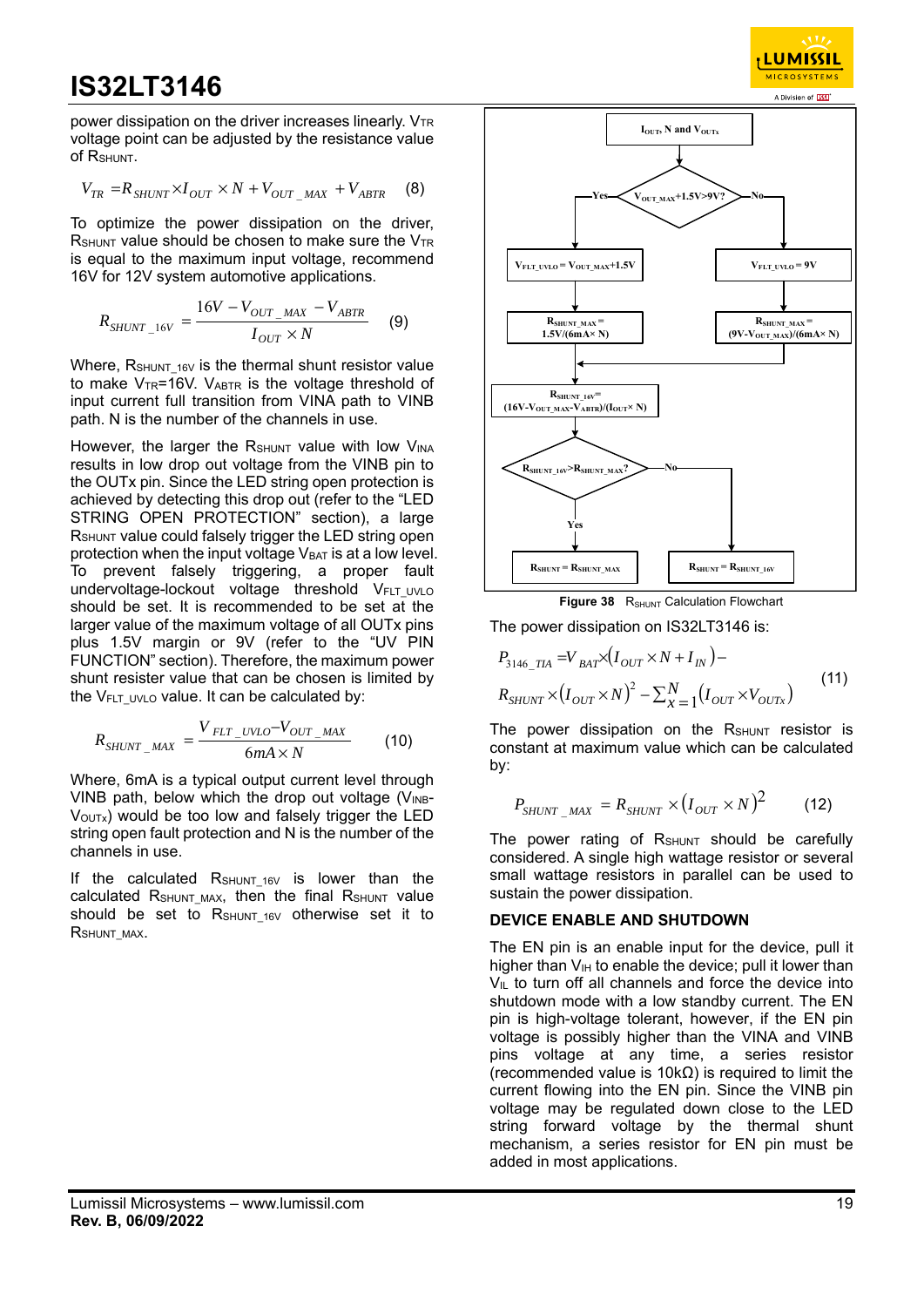power dissipation on the driver increases linearly. $V_{TR}$ voltage point can be adjusted by the resistance value of $R_{SHUNT}$.

$$V_{TR} = R_{SHUNT} \times I_{OUT} \times N + V_{OUT\_MAX} + V_{ABTR} \quad (8)$$

To optimize the power dissipation on the driver, $R_{SHUNT}$ value should be chosen to make sure the $V_{TR}$ is equal to the maximum input voltage, recommend 16V for 12V system automotive applications.

$$R_{SHUNT\_16V} = \frac{16V - V_{OUT\_MAX} - V_{ABTR}}{I_{OUT} \times N} \quad (9)$$

Where, $R_{SHUNT\_16V}$ is the thermal shunt resistor value to make $V_{TR}$=16V. $V_{ABTR}$ is the voltage threshold of input current full transition from VINA path to VINB path. N is the number of the channels in use.

However, the larger the $R_{SHUNT}$ value with low $V_{INA}$ results in low drop out voltage from the VINB pin to the OUTx pin. Since the LED string open protection is achieved by detecting this drop out (refer to the "LED STRING OPEN PROTECTION" section), a large $R_{SHUNT}$ value could falsely trigger the LED string open protection when the input voltage $V_{BAT}$ is at a low level. To prevent falsely triggering, a proper fault undervoltage-lockout voltage threshold $V_{FLT\_UVLO}$ should be set. It is recommended to be set at the larger value of the maximum voltage of all OUTx pins plus 1.5V margin or 9V (refer to the "UV PIN FUNCTION" section). Therefore, the maximum power shunt resister value that can be chosen is limited by the $V_{FLT\_UVLO}$ value. It can be calculated by:

$$R_{SHUNT\_MAX} = \frac{V_{FLT\_UVLO} - V_{OUT\_MAX}}{6mA \times N} \quad (10)$$

Where, 6mA is a typical output current level through VINB path, below which the drop out voltage ($V_{INB}$-$V_{OUTx}$) would be too low and falsely trigger the LED string open fault protection and N is the number of the channels in use.

If the calculated $R_{SHUNT\_16V}$ is lower than the calculated $R_{SHUNT\_MAX}$, then the final $R_{SHUNT}$ value should be set to $R_{SHUNT\_16V}$ otherwise set it to $R_{SHUNT\_MAX}$.

```
IOUT, N and VOUTx
        |
VOUT_MAX+1.5V>9V?
  Yes: VFLT_UVLO = VOUT_MAX+1.5V  ->  RSHUNT_MAX = 1.5V/(6mA× N)
  No:  VFLT_UVLO = 9V             ->  RSHUNT_MAX = (9V-VOUT_MAX)/(6mA× N)
        |
RSHUNT_16V = (16V-VOUT_MAX-VABTR)/(IOUT× N)
        |
RSHUNT_16V>RSHUNT_MAX?
  Yes: RSHUNT = RSHUNT_MAX
  No:  RSHUNT = RSHUNT_16V
```

**Figure 38** $R_{SHUNT}$ Calculation Flowchart

The power dissipation on IS32LT3146 is:

$$P_{3146\_TIA} = V_{BAT} \times (I_{OUT} \times N + I_{IN}) - R_{SHUNT} \times (I_{OUT} \times N)^2 - \sum_{x=1}^{N} (I_{OUT} \times V_{OUTx}) \quad (11)$$

The power dissipation on the $R_{SHUNT}$ resistor is constant at maximum value which can be calculated by:

$$P_{SHUNT\_MAX} = R_{SHUNT} \times (I_{OUT} \times N)^2 \quad (12)$$

The power rating of $R_{SHUNT}$ should be carefully considered. A single high wattage resistor or several small wattage resistors in parallel can be used to sustain the power dissipation.

## DEVICE ENABLE AND SHUTDOWN

The EN pin is an enable input for the device, pull it higher than $V_{IH}$ to enable the device; pull it lower than $V_{IL}$ to turn off all channels and force the device into shutdown mode with a low standby current. The EN pin is high-voltage tolerant, however, if the EN pin voltage is possibly higher than the VINA and VINB pins voltage at any time, a series resistor (recommended value is 10kΩ) is required to limit the current flowing into the EN pin. Since the VINB pin voltage may be regulated down close to the LED string forward voltage by the thermal shunt mechanism, a series resistor for EN pin must be added in most applications.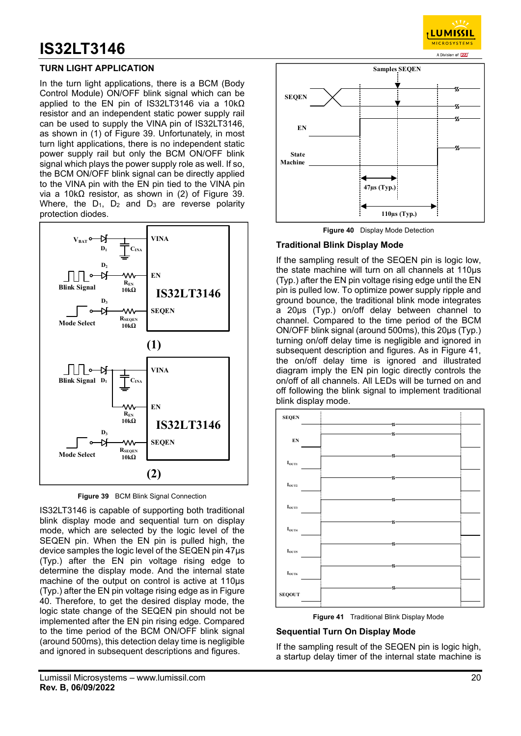# IS32LT3146

## TURN LIGHT APPLICATION

In the turn light applications, there is a BCM (Body Control Module) ON/OFF blink signal which can be applied to the EN pin of IS32LT3146 via a 10kΩ resistor and an independent static power supply rail can be used to supply the VINA pin of IS32LT3146, as shown in (1) of Figure 39. Unfortunately, in most turn light applications, there is no independent static power supply rail but only the BCM ON/OFF blink signal which plays the power supply role as well. If so, the BCM ON/OFF blink signal can be directly applied to the VINA pin with the EN pin tied to the VINA pin via a 10kΩ resistor, as shown in (2) of Figure 39. Where, the $D_1$, $D_2$ and $D_3$ are reverse polarity protection diodes.

**Figure 39** BCM Blink Signal Connection

IS32LT3146 is capable of supporting both traditional blink display mode and sequential turn on display mode, which are selected by the logic level of the SEQEN pin. When the EN pin is pulled high, the device samples the logic level of the SEQEN pin 47µs (Typ.) after the EN pin voltage rising edge to determine the display mode. And the internal state machine of the output on control is active at 110µs (Typ.) after the EN pin voltage rising edge as in Figure 40. Therefore, to get the desired display mode, the logic state change of the SEQEN pin should not be implemented after the EN pin rising edge. Compared to the time period of the BCM ON/OFF blink signal (around 500ms), this detection delay time is negligible and ignored in subsequent descriptions and figures.

**Figure 40** Display Mode Detection

### Traditional Blink Display Mode

If the sampling result of the SEQEN pin is logic low, the state machine will turn on all channels at 110µs (Typ.) after the EN pin voltage rising edge until the EN pin is pulled low. To optimize power supply ripple and ground bounce, the traditional blink mode integrates a 20µs (Typ.) on/off delay between channel to channel. Compared to the time period of the BCM ON/OFF blink signal (around 500ms), this 20µs (Typ.) turning on/off delay time is negligible and ignored in subsequent description and figures. As in Figure 41, the on/off delay time is ignored and illustrated diagram imply the EN pin logic directly controls the on/off of all channels. All LEDs will be turned on and off following the blink signal to implement traditional blink display mode.

**Figure 41** Traditional Blink Display Mode

### Sequential Turn On Display Mode

If the sampling result of the SEQEN pin is logic high, a startup delay timer of the internal state machine is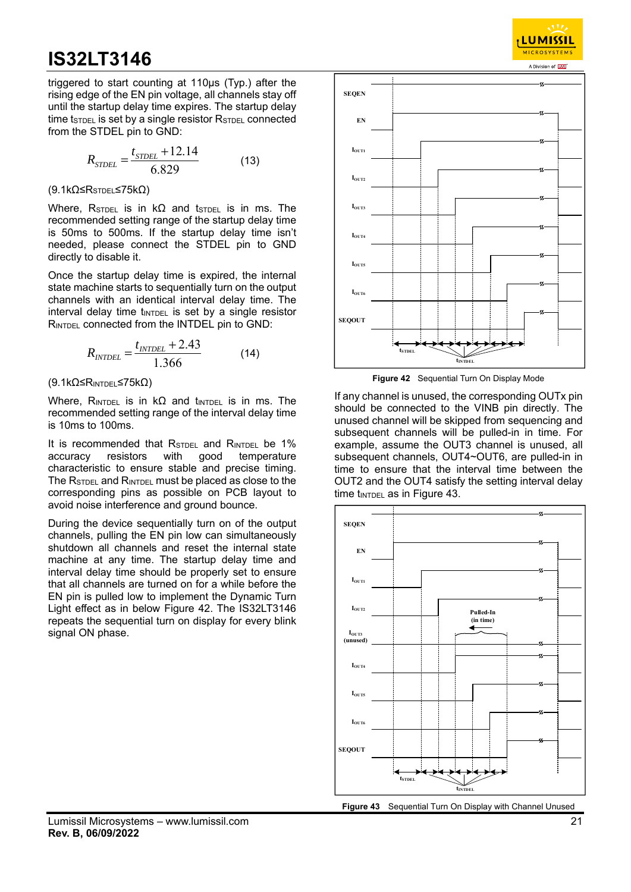triggered to start counting at 110μs (Typ.) after the rising edge of the EN pin voltage, all channels stay off until the startup delay time expires. The startup delay time $t_{STDEL}$ is set by a single resistor $R_{STDEL}$ connected from the STDEL pin to GND:

$$R_{STDEL} = \frac{t_{STDEL} + 12.14}{6.829} \quad (13)$$

(9.1kΩ≤$R_{STDEL}$≤75kΩ)

Where, $R_{STDEL}$ is in kΩ and $t_{STDEL}$ is in ms. The recommended setting range of the startup delay time is 50ms to 500ms. If the startup delay time isn't needed, please connect the STDEL pin to GND directly to disable it.

Once the startup delay time is expired, the internal state machine starts to sequentially turn on the output channels with an identical interval delay time. The interval delay time $t_{INTDEL}$ is set by a single resistor $R_{INTDEL}$ connected from the INTDEL pin to GND:

$$R_{INTDEL} = \frac{t_{INTDEL} + 2.43}{1.366} \quad (14)$$

(9.1kΩ≤$R_{INTDEL}$≤75kΩ)

Where, $R_{INTDEL}$ is in kΩ and $t_{INTDEL}$ is in ms. The recommended setting range of the interval delay time is 10ms to 100ms.

It is recommended that $R_{STDEL}$ and $R_{INTDEL}$ be 1% accuracy resistors with good temperature characteristic to ensure stable and precise timing. The $R_{STDEL}$ and $R_{INTDEL}$ must be placed as close to the corresponding pins as possible on PCB layout to avoid noise interference and ground bounce.

During the device sequentially turn on of the output channels, pulling the EN pin low can simultaneously shutdown all channels and reset the internal state machine at any time. The startup delay time and interval delay time should be properly set to ensure that all channels are turned on for a while before the EN pin is pulled low to implement the Dynamic Turn Light effect as in below Figure 42. The IS32LT3146 repeats the sequential turn on display for every blink signal ON phase.

**Figure 42** Sequential Turn On Display Mode

If any channel is unused, the corresponding OUTx pin should be connected to the VINB pin directly. The unused channel will be skipped from sequencing and subsequent channels will be pulled-in in time. For example, assume the OUT3 channel is unused, all subsequent channels, OUT4~OUT6, are pulled-in in time to ensure that the interval time between the OUT2 and the OUT4 satisfy the setting interval delay time $t_{INTDEL}$ as in Figure 43.

**Figure 43** Sequential Turn On Display with Channel Unused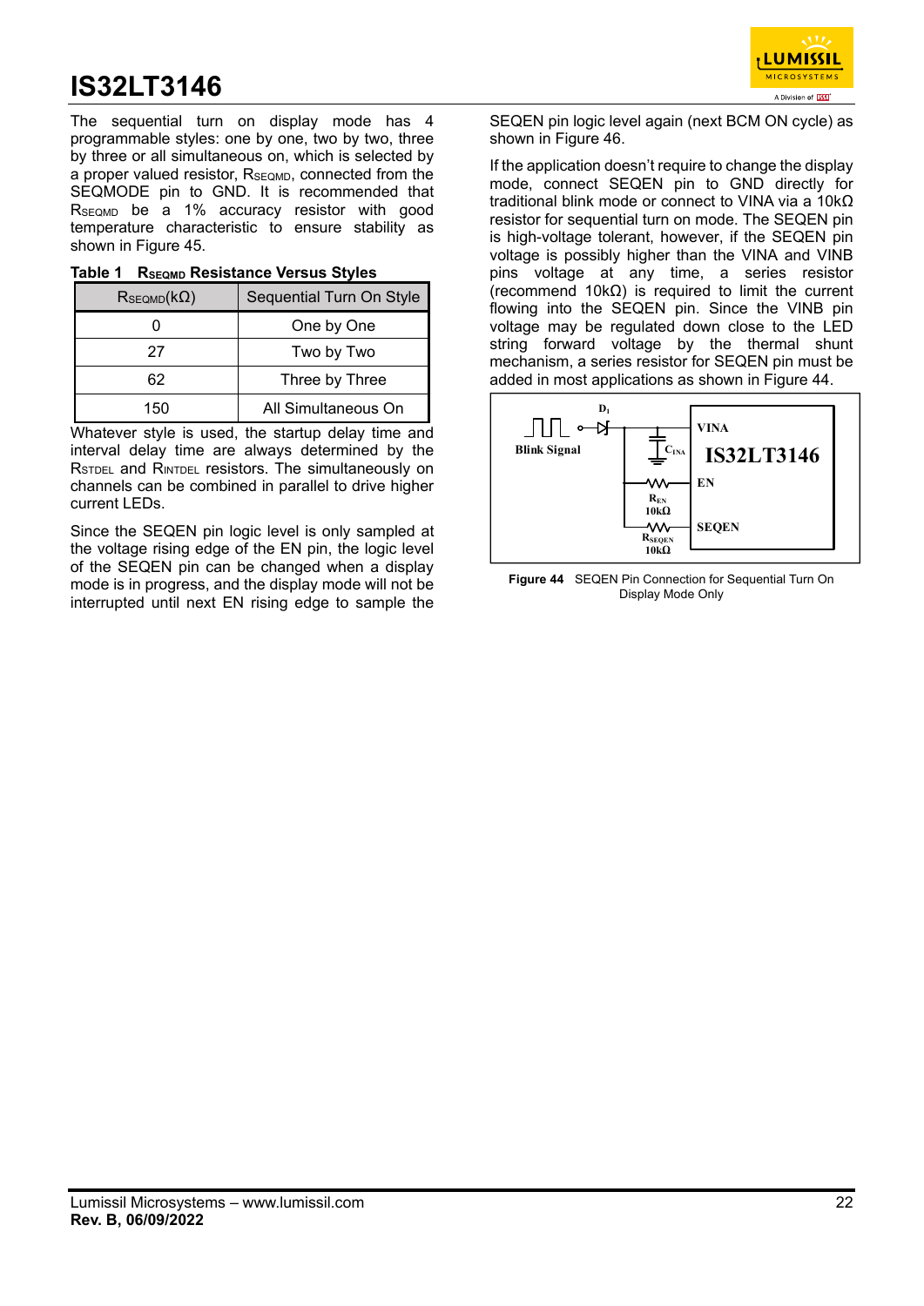The sequential turn on display mode has 4 programmable styles: one by one, two by two, three by three or all simultaneous on, which is selected by a proper valued resistor, $R_{SEQMD}$, connected from the SEQMODE pin to GND. It is recommended that $R_{SEQMD}$ be a 1% accuracy resistor with good temperature characteristic to ensure stability as shown in Figure 45.

**Table 1 $R_{SEQMD}$ Resistance Versus Styles**

| $R_{SEQMD}$(kΩ) | Sequential Turn On Style |
|---|---|
| 0 | One by One |
| 27 | Two by Two |
| 62 | Three by Three |
| 150 | All Simultaneous On |

Whatever style is used, the startup delay time and interval delay time are always determined by the $R_{STDEL}$ and $R_{INTDEL}$ resistors. The simultaneously on channels can be combined in parallel to drive higher current LEDs.

Since the SEQEN pin logic level is only sampled at the voltage rising edge of the EN pin, the logic level of the SEQEN pin can be changed when a display mode is in progress, and the display mode will not be interrupted until next EN rising edge to sample the SEQEN pin logic level again (next BCM ON cycle) as shown in Figure 46.

If the application doesn't require to change the display mode, connect SEQEN pin to GND directly for traditional blink mode or connect to VINA via a 10kΩ resistor for sequential turn on mode. The SEQEN pin is high-voltage tolerant, however, if the SEQEN pin voltage is possibly higher than the VINA and VINB pins voltage at any time, a series resistor (recommend 10kΩ) is required to limit the current flowing into the SEQEN pin. Since the VINB pin voltage may be regulated down close to the LED string forward voltage by the thermal shunt mechanism, a series resistor for SEQEN pin must be added in most applications as shown in Figure 44.

**Figure 44** SEQEN Pin Connection for Sequential Turn On Display Mode Only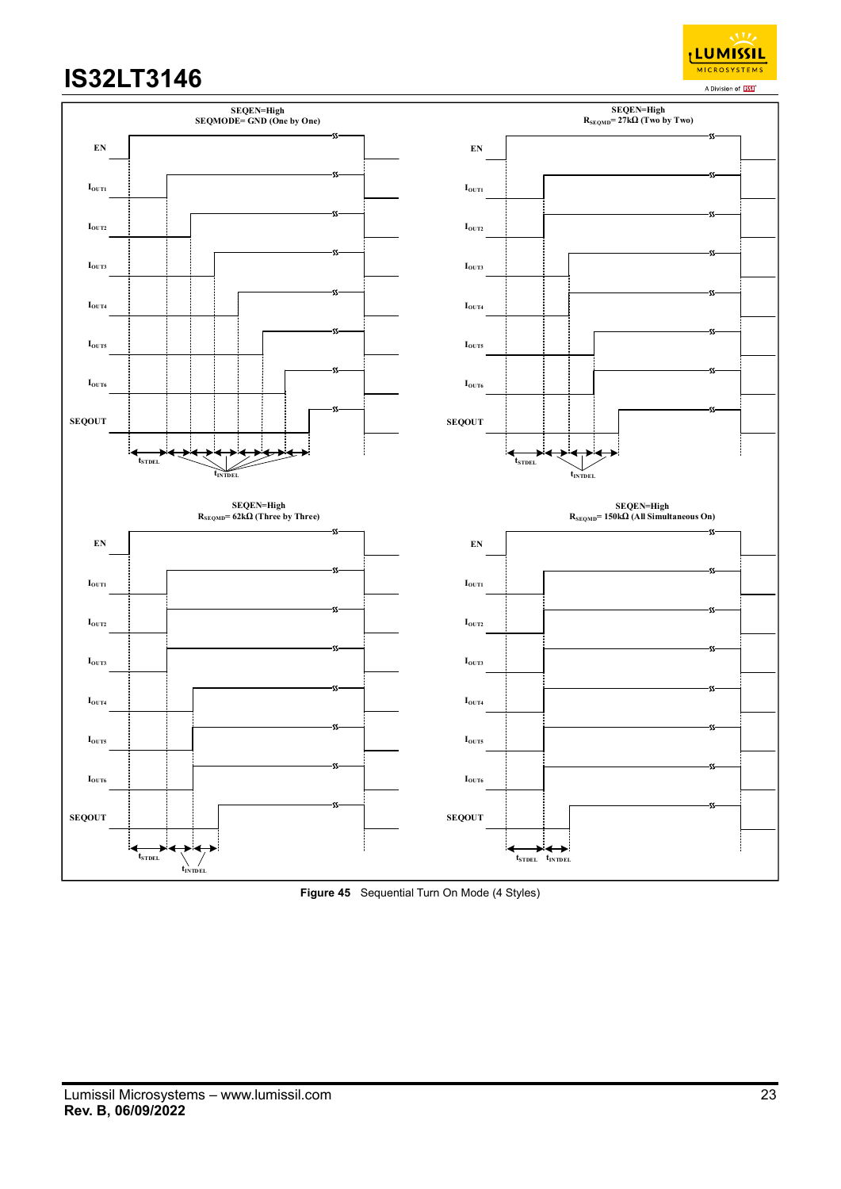SEQEN=High
SEQMODE= GND (One by One)

EN

$I_{OUT1}$

$I_{OUT2}$

$I_{OUT3}$

$I_{OUT4}$

$I_{OUT5}$

$I_{OUT6}$

SEQOUT

$t_{STDEL}$

$t_{INTDEL}$

SEQEN=High
$R_{SEQMD}$= 27kΩ (Two by Two)

EN

$I_{OUT1}$

$I_{OUT2}$

$I_{OUT3}$

$I_{OUT4}$

$I_{OUT5}$

$I_{OUT6}$

SEQOUT

$t_{STDEL}$

$t_{INTDEL}$

SEQEN=High
$R_{SEQMD}$= 62kΩ (Three by Three)

EN

$I_{OUT1}$

$I_{OUT2}$

$I_{OUT3}$

$I_{OUT4}$

$I_{OUT5}$

$I_{OUT6}$

SEQOUT

$t_{STDEL}$

$t_{INTDEL}$

SEQEN=High
$R_{SEQMD}$= 150kΩ (All Simultaneous On)

EN

$I_{OUT1}$

$I_{OUT2}$

$I_{OUT3}$

$I_{OUT4}$

$I_{OUT5}$

$I_{OUT6}$

SEQOUT

$t_{STDEL}$ $t_{INTDEL}$

**Figure 45** Sequential Turn On Mode (4 Styles)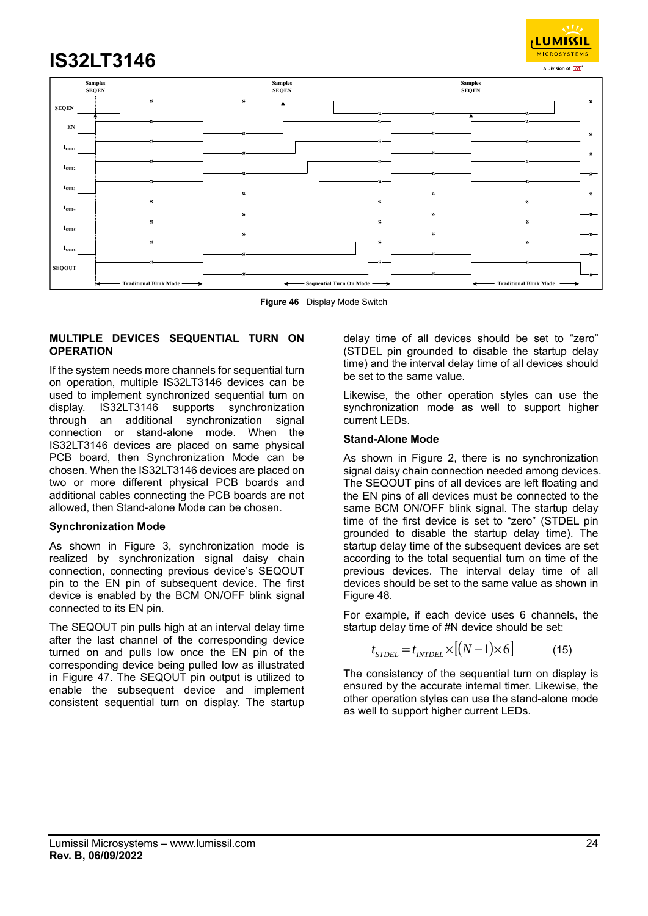**Figure 46** Display Mode Switch

**MULTIPLE DEVICES SEQUENTIAL TURN ON OPERATION**

If the system needs more channels for sequential turn on operation, multiple IS32LT3146 devices can be used to implement synchronized sequential turn on display. IS32LT3146 supports synchronization through an additional synchronization signal connection or stand-alone mode. When the IS32LT3146 devices are placed on same physical PCB board, then Synchronization Mode can be chosen. When the IS32LT3146 devices are placed on two or more different physical PCB boards and additional cables connecting the PCB boards are not allowed, then Stand-alone Mode can be chosen.

**Synchronization Mode**

As shown in Figure 3, synchronization mode is realized by synchronization signal daisy chain connection, connecting previous device's SEQOUT pin to the EN pin of subsequent device. The first device is enabled by the BCM ON/OFF blink signal connected to its EN pin.

The SEQOUT pin pulls high at an interval delay time after the last channel of the corresponding device turned on and pulls low once the EN pin of the corresponding device being pulled low as illustrated in Figure 47. The SEQOUT pin output is utilized to enable the subsequent device and implement consistent sequential turn on display. The startup delay time of all devices should be set to "zero" (STDEL pin grounded to disable the startup delay time) and the interval delay time of all devices should be set to the same value.

Likewise, the other operation styles can use the synchronization mode as well to support higher current LEDs.

**Stand-Alone Mode**

As shown in Figure 2, there is no synchronization signal daisy chain connection needed among devices. The SEQOUT pins of all devices are left floating and the EN pins of all devices must be connected to the same BCM ON/OFF blink signal. The startup delay time of the first device is set to "zero" (STDEL pin grounded to disable the startup delay time). The startup delay time of the subsequent devices are set according to the total sequential turn on time of the previous devices. The interval delay time of all devices should be set to the same value as shown in Figure 48.

For example, if each device uses 6 channels, the startup delay time of #N device should be set:

$$t_{STDEL} = t_{INTDEL} \times [(N-1) \times 6] \qquad (15)$$

The consistency of the sequential turn on display is ensured by the accurate internal timer. Likewise, the other operation styles can use the stand-alone mode as well to support higher current LEDs.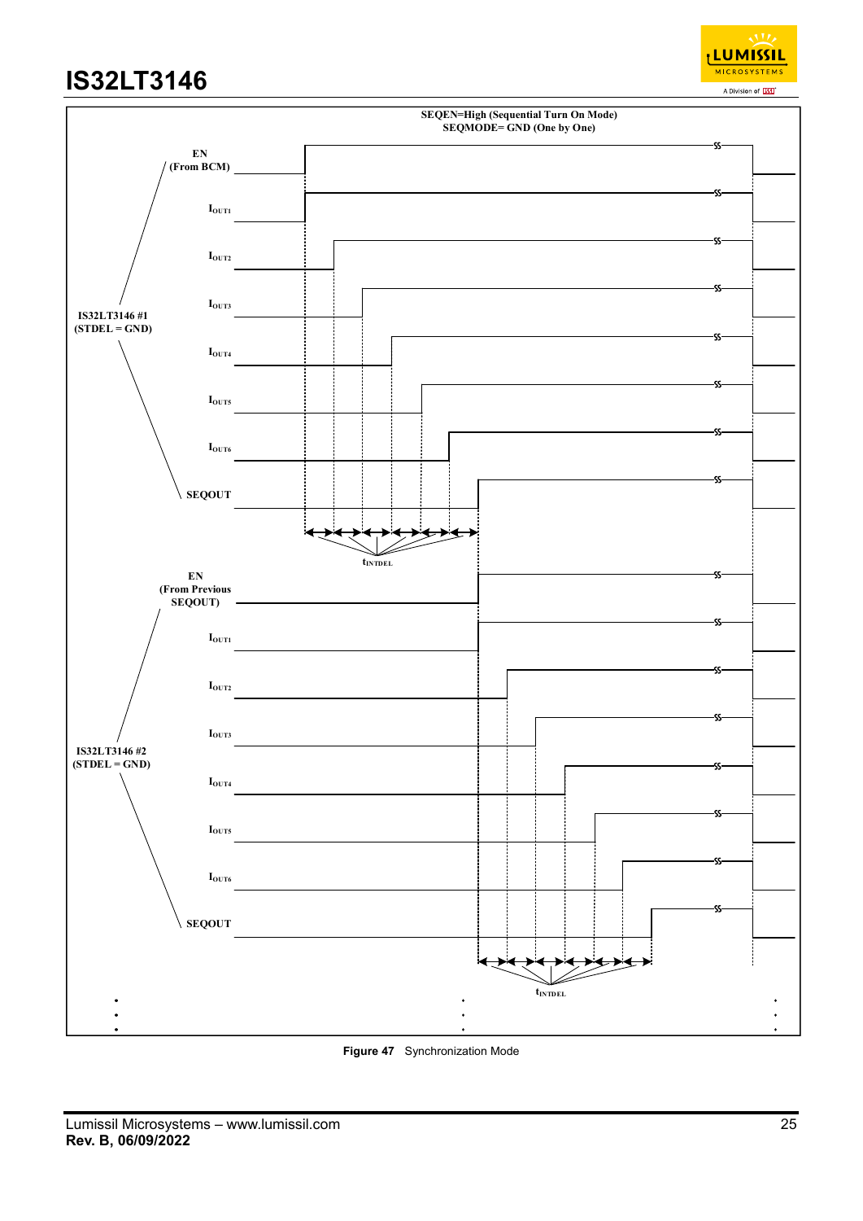SEQEN=High (Sequential Turn On Mode)
SEQMODE= GND (One by One)

EN (From BCM)

$I_{OUT1}$

$I_{OUT2}$

$I_{OUT3}$

IS32LT3146 #1 (STDEL = GND)

$I_{OUT4}$

$I_{OUT5}$

$I_{OUT6}$

SEQOUT

$t_{INTDEL}$

EN (From Previous SEQOUT)

$I_{OUT1}$

$I_{OUT2}$

$I_{OUT3}$

IS32LT3146 #2 (STDEL = GND)

$I_{OUT4}$

$I_{OUT5}$

$I_{OUT6}$

SEQOUT

$t_{INTDEL}$

**Figure 47** Synchronization Mode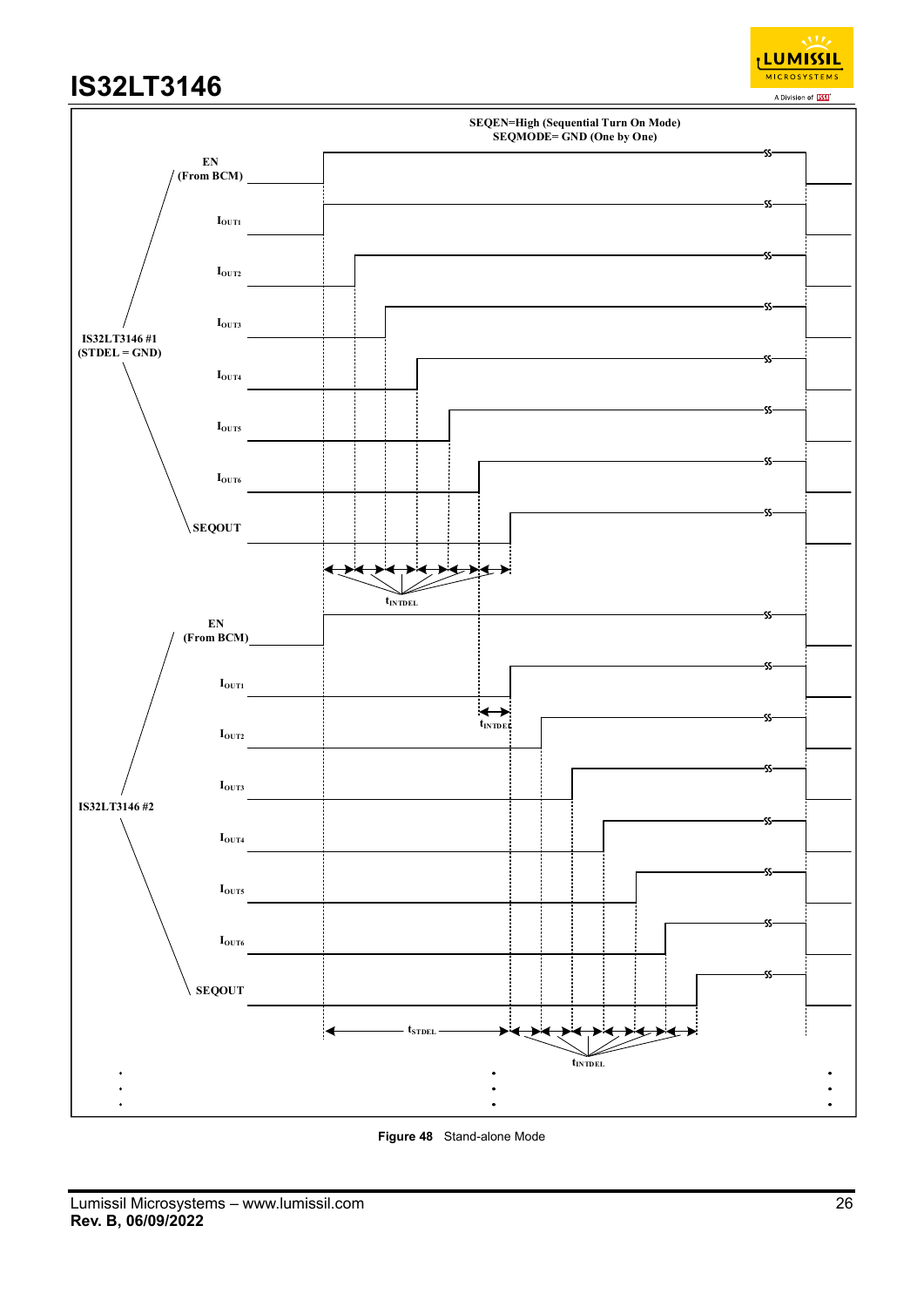SEQEN=High (Sequential Turn On Mode)
SEQMODE= GND (One by One)

IS32LT3146 #1 (STDEL = GND)

EN (From BCM)

$I_{OUT1}$

$I_{OUT2}$

$I_{OUT3}$

$I_{OUT4}$

$I_{OUT5}$

$I_{OUT6}$

SEQOUT

$t_{INTDEL}$

IS32LT3146 #2

EN (From BCM)

$I_{OUT1}$

$t_{INTDEL}$

$I_{OUT2}$

$I_{OUT3}$

$I_{OUT4}$

$I_{OUT5}$

$I_{OUT6}$

SEQOUT

$t_{STDEL}$

$t_{INTDEL}$

**Figure 48** Stand-alone Mode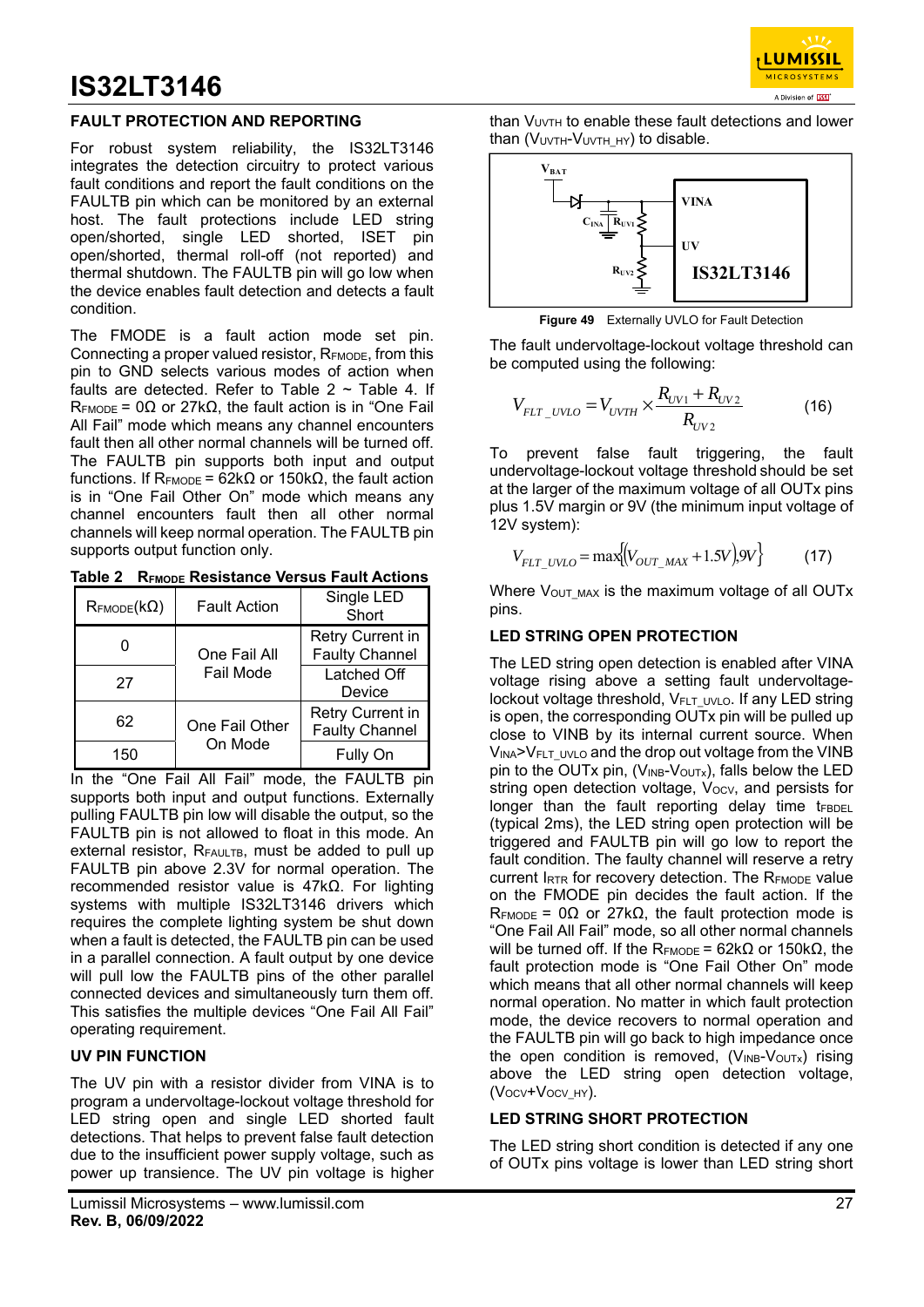## FAULT PROTECTION AND REPORTING

For robust system reliability, the IS32LT3146 integrates the detection circuitry to protect various fault conditions and report the fault conditions on the FAULTB pin which can be monitored by an external host. The fault protections include LED string open/shorted, single LED shorted, ISET pin open/shorted, thermal roll-off (not reported) and thermal shutdown. The FAULTB pin will go low when the device enables fault detection and detects a fault condition.

The FMODE is a fault action mode set pin. Connecting a proper valued resistor, $R_{FMODE}$, from this pin to GND selects various modes of action when faults are detected. Refer to Table 2 ~ Table 4. If $R_{FMODE}$ = 0Ω or 27kΩ, the fault action is in “One Fail All Fail” mode which means any channel encounters fault then all other normal channels will be turned off. The FAULTB pin supports both input and output functions. If $R_{FMODE}$ = 62kΩ or 150kΩ, the fault action is in “One Fail Other On” mode which means any channel encounters fault then all other normal channels will keep normal operation. The FAULTB pin supports output function only.

**Table 2 $R_{FMODE}$ Resistance Versus Fault Actions**

| $R_{FMODE}$(kΩ) | Fault Action | Single LED Short |
|---|---|---|
| 0 | One Fail All Fail Mode | Retry Current in Faulty Channel |
| 27 | | Latched Off Device |
| 62 | One Fail Other On Mode | Retry Current in Faulty Channel |
| 150 | | Fully On |

In the “One Fail All Fail” mode, the FAULTB pin supports both input and output functions. Externally pulling FAULTB pin low will disable the output, so the FAULTB pin is not allowed to float in this mode. An external resistor, $R_{FAULTB}$, must be added to pull up FAULTB pin above 2.3V for normal operation. The recommended resistor value is 47kΩ. For lighting systems with multiple IS32LT3146 drivers which requires the complete lighting system be shut down when a fault is detected, the FAULTB pin can be used in a parallel connection. A fault output by one device will pull low the FAULTB pins of the other parallel connected devices and simultaneously turn them off. This satisfies the multiple devices “One Fail All Fail” operating requirement.

### UV PIN FUNCTION

The UV pin with a resistor divider from VINA is to program a undervoltage-lockout voltage threshold for LED string open and single LED shorted fault detections. That helps to prevent false fault detection due to the insufficient power supply voltage, such as power up transience. The UV pin voltage is higher than $V_{UVTH}$ to enable these fault detections and lower than ($V_{UVTH}$-$V_{UVTH\_HY}$) to disable.

Figure 49 Externally UVLO for Fault Detection

The fault undervoltage-lockout voltage threshold can be computed using the following:

$$V_{FLT\_UVLO} = V_{UVTH} \times \frac{R_{UV1} + R_{UV2}}{R_{UV2}} \qquad (16)$$

To prevent false fault triggering, the fault undervoltage-lockout voltage threshold should be set at the larger of the maximum voltage of all OUTx pins plus 1.5V margin or 9V (the minimum input voltage of 12V system):

$$V_{FLT\_UVLO} = \max\{(V_{OUT\_MAX} + 1.5V), 9V\} \qquad (17)$$

Where $V_{OUT\_MAX}$ is the maximum voltage of all OUTx pins.

### LED STRING OPEN PROTECTION

The LED string open detection is enabled after VINA voltage rising above a setting fault undervoltage-lockout voltage threshold, $V_{FLT\_UVLO}$. If any LED string is open, the corresponding OUTx pin will be pulled up close to VINB by its internal current source. When $V_{INA}$>$V_{FLT\_UVLO}$ and the drop out voltage from the VINB pin to the OUTx pin, ($V_{INB}$-$V_{OUTx}$), falls below the LED string open detection voltage, $V_{OCV}$, and persists for longer than the fault reporting delay time $t_{FBDEL}$ (typical 2ms), the LED string open protection will be triggered and FAULTB pin will go low to report the fault condition. The faulty channel will reserve a retry current $I_{RTR}$ for recovery detection. The $R_{FMODE}$ value on the FMODE pin decides the fault action. If the $R_{FMODE}$ = 0Ω or 27kΩ, the fault protection mode is “One Fail All Fail” mode, so all other normal channels will be turned off. If the $R_{FMODE}$ = 62kΩ or 150kΩ, the fault protection mode is “One Fail Other On” mode which means that all other normal channels will keep normal operation. No matter in which fault protection mode, the device recovers to normal operation and the FAULTB pin will go back to high impedance once the open condition is removed, ($V_{INB}$-$V_{OUTx}$) rising above the LED string open detection voltage, ($V_{OCV}$+$V_{OCV\_HY}$).

### LED STRING SHORT PROTECTION

The LED string short condition is detected if any one of OUTx pins voltage is lower than LED string short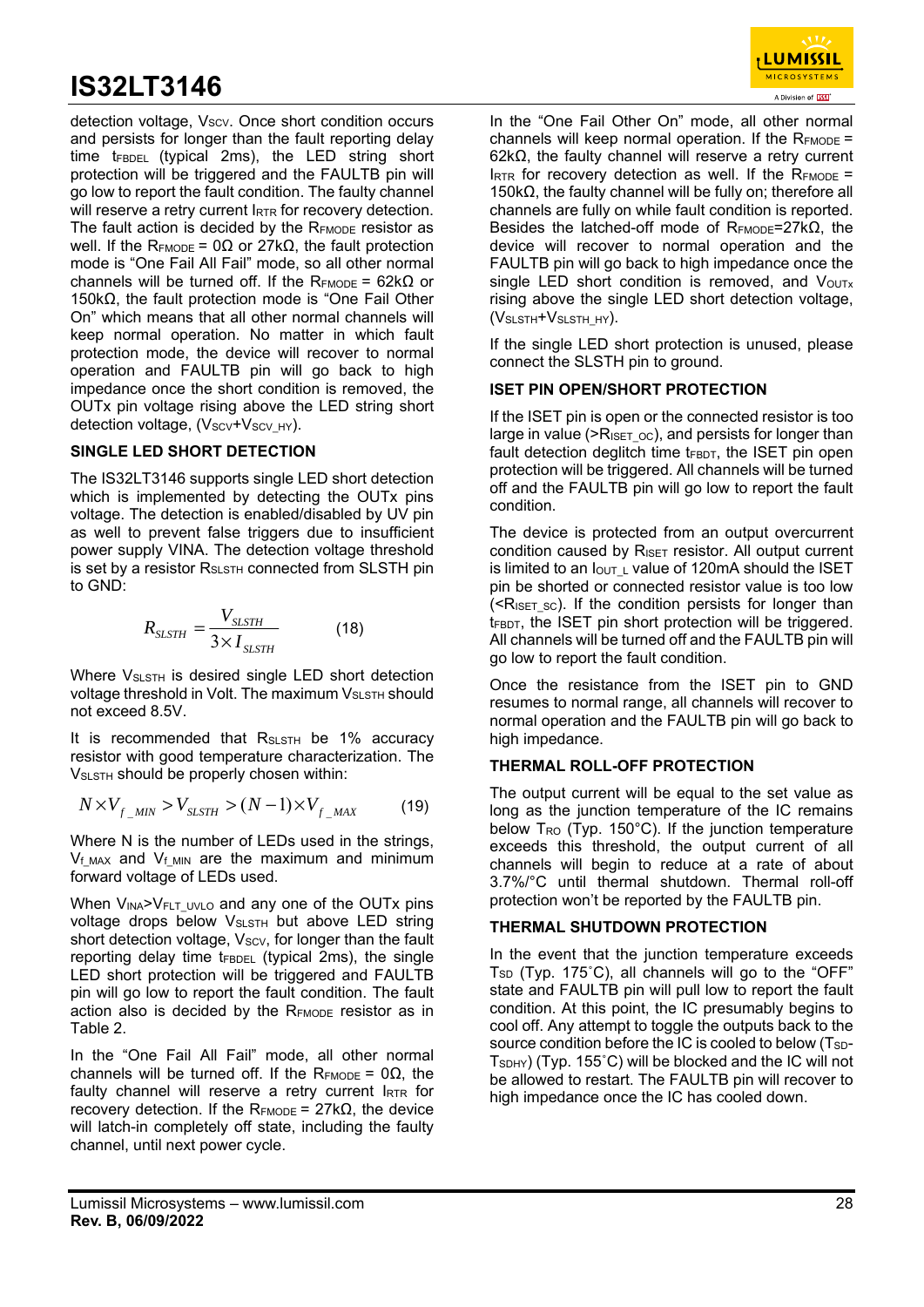detection voltage, $V_{SCV}$. Once short condition occurs and persists for longer than the fault reporting delay time $t_{FBDEL}$ (typical 2ms), the LED string short protection will be triggered and the FAULTB pin will go low to report the fault condition. The faulty channel will reserve a retry current $I_{RTR}$ for recovery detection. The fault action is decided by the $R_{FMODE}$ resistor as well. If the $R_{FMODE}$ = 0Ω or 27kΩ, the fault protection mode is "One Fail All Fail" mode, so all other normal channels will be turned off. If the $R_{FMODE}$ = 62kΩ or 150kΩ, the fault protection mode is "One Fail Other On" which means that all other normal channels will keep normal operation. No matter in which fault protection mode, the device will recover to normal operation and FAULTB pin will go back to high impedance once the short condition is removed, the OUTx pin voltage rising above the LED string short detection voltage, ($V_{SCV}$+$V_{SCV\_HY}$).

### SINGLE LED SHORT DETECTION

The IS32LT3146 supports single LED short detection which is implemented by detecting the OUTx pins voltage. The detection is enabled/disabled by UV pin as well to prevent false triggers due to insufficient power supply VINA. The detection voltage threshold is set by a resistor $R_{SLSTH}$ connected from SLSTH pin to GND:

$$R_{SLSTH} = \frac{V_{SLSTH}}{3 \times I_{SLSTH}} \qquad (18)$$

Where $V_{SLSTH}$ is desired single LED short detection voltage threshold in Volt. The maximum $V_{SLSTH}$ should not exceed 8.5V.

It is recommended that $R_{SLSTH}$ be 1% accuracy resistor with good temperature characterization. The $V_{SLSTH}$ should be properly chosen within:

$$N \times V_{f\_MIN} > V_{SLSTH} > (N-1) \times V_{f\_MAX} \qquad (19)$$

Where N is the number of LEDs used in the strings, $V_{f\_MAX}$ and $V_{f\_MIN}$ are the maximum and minimum forward voltage of LEDs used.

When $V_{INA}$>$V_{FLT\_UVLO}$ and any one of the OUTx pins voltage drops below $V_{SLSTH}$ but above LED string short detection voltage, $V_{SCV}$, for longer than the fault reporting delay time $t_{FBDEL}$ (typical 2ms), the single LED short protection will be triggered and FAULTB pin will go low to report the fault condition. The fault action also is decided by the $R_{FMODE}$ resistor as in Table 2.

In the "One Fail All Fail" mode, all other normal channels will be turned off. If the $R_{FMODE}$ = 0Ω, the faulty channel will reserve a retry current $I_{RTR}$ for recovery detection. If the $R_{FMODE}$ = 27kΩ, the device will latch-in completely off state, including the faulty channel, until next power cycle.

In the "One Fail Other On" mode, all other normal channels will keep normal operation. If the $R_{FMODE}$ = 62kΩ, the faulty channel will reserve a retry current $I_{RTR}$ for recovery detection as well. If the $R_{FMODE}$ = 150kΩ, the faulty channel will be fully on; therefore all channels are fully on while fault condition is reported. Besides the latched-off mode of $R_{FMODE}$=27kΩ, the device will recover to normal operation and the FAULTB pin will go back to high impedance once the single LED short condition is removed, and $V_{OUTx}$ rising above the single LED short detection voltage, ($V_{SLSTH}$+$V_{SLSTH\_HY}$).

If the single LED short protection is unused, please connect the SLSTH pin to ground.

### ISET PIN OPEN/SHORT PROTECTION

If the ISET pin is open or the connected resistor is too large in value (>$R_{ISET\_OC}$), and persists for longer than fault detection deglitch time $t_{FBDT}$, the ISET pin open protection will be triggered. All channels will be turned off and the FAULTB pin will go low to report the fault condition.

The device is protected from an output overcurrent condition caused by $R_{ISET}$ resistor. All output current is limited to an $I_{OUT\_L}$ value of 120mA should the ISET pin be shorted or connected resistor value is too low (<$R_{ISET\_SC}$). If the condition persists for longer than $t_{FBDT}$, the ISET pin short protection will be triggered. All channels will be turned off and the FAULTB pin will go low to report the fault condition.

Once the resistance from the ISET pin to GND resumes to normal range, all channels will recover to normal operation and the FAULTB pin will go back to high impedance.

### THERMAL ROLL-OFF PROTECTION

The output current will be equal to the set value as long as the junction temperature of the IC remains below $T_{RO}$ (Typ. 150°C). If the junction temperature exceeds this threshold, the output current of all channels will begin to reduce at a rate of about 3.7%/°C until thermal shutdown. Thermal roll-off protection won't be reported by the FAULTB pin.

### THERMAL SHUTDOWN PROTECTION

In the event that the junction temperature exceeds $T_{SD}$ (Typ. 175˚C), all channels will go to the "OFF" state and FAULTB pin will pull low to report the fault condition. At this point, the IC presumably begins to cool off. Any attempt to toggle the outputs back to the source condition before the IC is cooled to below ($T_{SD}$-$T_{SDHY}$) (Typ. 155˚C) will be blocked and the IC will not be allowed to restart. The FAULTB pin will recover to high impedance once the IC has cooled down.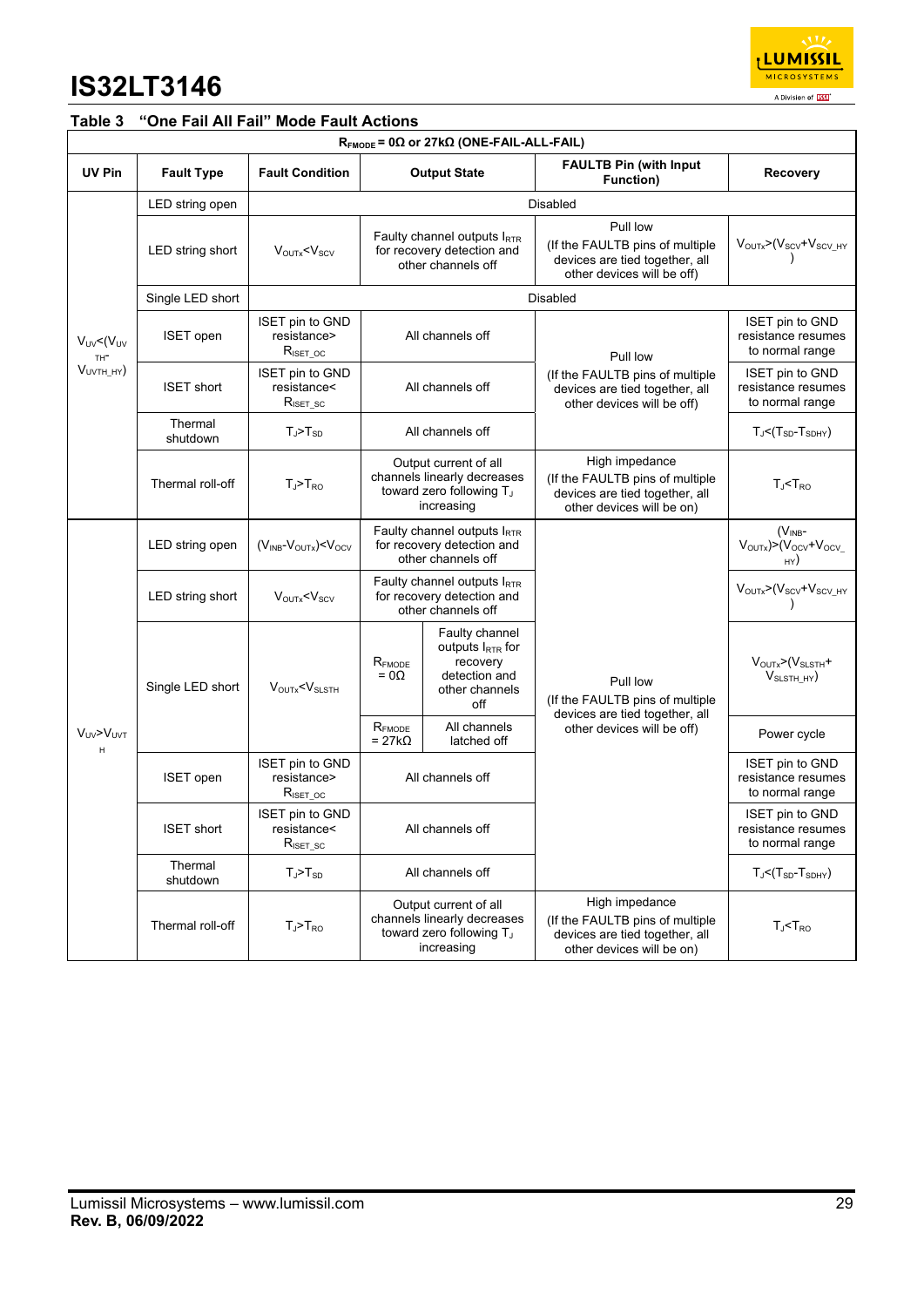### Table 3 "One Fail All Fail" Mode Fault Actions

| $R_{FMODE}$ = 0Ω or 27kΩ (ONE-FAIL-ALL-FAIL) | | | | | | |
|---|---|---|---|---|---|---|
| **UV Pin** | **Fault Type** | **Fault Condition** | **Output State** | | **FAULTB Pin (with Input Function)** | **Recovery** |
| $V_{UV}<(V_{UVTH}-V_{UVTH\_HY})$ | LED string open | Disabled | | | | |
| | LED string short | $V_{OUTx}<V_{SCV}$ | Faulty channel outputs $I_{RTR}$ for recovery detection and other channels off | | Pull low (If the FAULTB pins of multiple devices are tied together, all other devices will be off) | $V_{OUTx}>(V_{SCV}+V_{SCV\_HY})$ |
| | Single LED short | Disabled | | | | |
| | ISET open | ISET pin to GND resistance> $R_{ISET\_OC}$ | All channels off | | Pull low (If the FAULTB pins of multiple devices are tied together, all other devices will be off) | ISET pin to GND resistance resumes to normal range |
| | ISET short | ISET pin to GND resistance< $R_{ISET\_SC}$ | All channels off | | | ISET pin to GND resistance resumes to normal range |
| | Thermal shutdown | $T_J>T_{SD}$ | All channels off | | | $T_J<(T_{SD}-T_{SDHY})$ |
| | Thermal roll-off | $T_J>T_{RO}$ | Output current of all channels linearly decreases toward zero following $T_J$ increasing | | High impedance (If the FAULTB pins of multiple devices are tied together, all other devices will be on) | $T_J<T_{RO}$ |
| $V_{UV}>V_{UVTH}$ | LED string open | $(V_{INB}-V_{OUTx})<V_{OCV}$ | Faulty channel outputs $I_{RTR}$ for recovery detection and other channels off | | Pull low (If the FAULTB pins of multiple devices are tied together, all other devices will be off) | $(V_{INB}-V_{OUTx})>(V_{OCV}+V_{OCV\_HY})$ |
| | LED string short | $V_{OUTx}<V_{SCV}$ | Faulty channel outputs $I_{RTR}$ for recovery detection and other channels off | | | $V_{OUTx}>(V_{SCV}+V_{SCV\_HY})$ |
| | Single LED short | $V_{OUTx}<V_{SLSTH}$ | $R_{FMODE}$ = 0Ω | Faulty channel outputs $I_{RTR}$ for recovery detection and other channels off | | $V_{OUTx}>(V_{SLSTH}+V_{SLSTH\_HY})$ |
| | | | $R_{FMODE}$ = 27kΩ | All channels latched off | | Power cycle |
| | ISET open | ISET pin to GND resistance> $R_{ISET\_OC}$ | All channels off | | | ISET pin to GND resistance resumes to normal range |
| | ISET short | ISET pin to GND resistance< $R_{ISET\_SC}$ | All channels off | | | ISET pin to GND resistance resumes to normal range |
| | Thermal shutdown | $T_J>T_{SD}$ | All channels off | | | $T_J<(T_{SD}-T_{SDHY})$ |
| | Thermal roll-off | $T_J>T_{RO}$ | Output current of all channels linearly decreases toward zero following $T_J$ increasing | | High impedance (If the FAULTB pins of multiple devices are tied together, all other devices will be on) | $T_J<T_{RO}$ |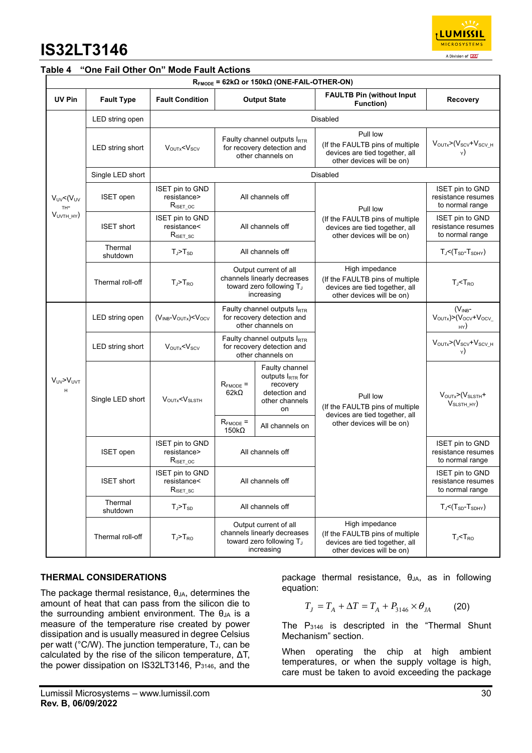**Table 4 "One Fail Other On" Mode Fault Actions**

| $R_{FMODE}$ = 62kΩ or 150kΩ (ONE-FAIL-OTHER-ON) | | | | | | |
|---|---|---|---|---|---|---|
| **UV Pin** | **Fault Type** | **Fault Condition** | **Output State** | | **FAULTB Pin (without Input Function)** | **Recovery** |
| $V_{UV}$<($V_{UVTH}$-$V_{UVTH\_HY}$) | LED string open | Disabled | | | | |
| | LED string short | $V_{OUTx}$<$V_{SCV}$ | Faulty channel outputs $I_{RTR}$ for recovery detection and other channels on | | Pull low (If the FAULTB pins of multiple devices are tied together, all other devices will be on) | $V_{OUTx}$>($V_{SCV}$+$V_{SCV\_HY}$) |
| | Single LED short | Disabled | | | | |
| | ISET open | ISET pin to GND resistance> $R_{ISET\_OC}$ | All channels off | | Pull low (If the FAULTB pins of multiple devices are tied together, all other devices will be on) | ISET pin to GND resistance resumes to normal range |
| | ISET short | ISET pin to GND resistance< $R_{ISET\_SC}$ | All channels off | | | ISET pin to GND resistance resumes to normal range |
| | Thermal shutdown | $T_J$>$T_{SD}$ | All channels off | | | $T_J$<($T_{SD}$-$T_{SDHY}$) |
| | Thermal roll-off | $T_J$>$T_{RO}$ | Output current of all channels linearly decreases toward zero following $T_J$ increasing | | High impedance (If the FAULTB pins of multiple devices are tied together, all other devices will be on) | $T_J$<$T_{RO}$ |
| $V_{UV}$>$V_{UVTH}$ | LED string open | ($V_{INB}$-$V_{OUTx}$)<$V_{OCV}$ | Faulty channel outputs $I_{RTR}$ for recovery detection and other channels on | | Pull low (If the FAULTB pins of multiple devices are tied together, all other devices will be on) | ($V_{INB}$-$V_{OUTx}$)>($V_{OCV}$+$V_{OCV\_HY}$) |
| | LED string short | $V_{OUTx}$<$V_{SCV}$ | Faulty channel outputs $I_{RTR}$ for recovery detection and other channels on | | | $V_{OUTx}$>($V_{SCV}$+$V_{SCV\_HY}$) |
| | Single LED short | $V_{OUTx}$<$V_{SLSTH}$ | $R_{FMODE}$ = 62kΩ | Faulty channel outputs $I_{RTR}$ for recovery detection and other channels on | | $V_{OUTx}$>($V_{SLSTH}$+$V_{SLSTH\_HY}$) |
| | | | $R_{FMODE}$ = 150kΩ | All channels on | | |
| | ISET open | ISET pin to GND resistance> $R_{ISET\_OC}$ | All channels off | | | ISET pin to GND resistance resumes to normal range |
| | ISET short | ISET pin to GND resistance< $R_{ISET\_SC}$ | All channels off | | | ISET pin to GND resistance resumes to normal range |
| | Thermal shutdown | $T_J$>$T_{SD}$ | All channels off | | | $T_J$<($T_{SD}$-$T_{SDHY}$) |
| | Thermal roll-off | $T_J$>$T_{RO}$ | Output current of all channels linearly decreases toward zero following $T_J$ increasing | | High impedance (If the FAULTB pins of multiple devices are tied together, all other devices will be on) | $T_J$<$T_{RO}$ |

## THERMAL CONSIDERATIONS

The package thermal resistance, $\theta_{JA}$, determines the amount of heat that can pass from the silicon die to the surrounding ambient environment. The $\theta_{JA}$ is a measure of the temperature rise created by power dissipation and is usually measured in degree Celsius per watt (°C/W). The junction temperature, $T_J$, can be calculated by the rise of the silicon temperature, ΔT, the power dissipation on IS32LT3146, $P_{3146}$, and the package thermal resistance, $\theta_{JA}$, as in following equation:

$$T_J = T_A + \Delta T = T_A + P_{3146} \times \theta_{JA} \qquad (20)$$

The $P_{3146}$ is descripted in the "Thermal Shunt Mechanism" section.

When operating the chip at high ambient temperatures, or when the supply voltage is high, care must be taken to avoid exceeding the package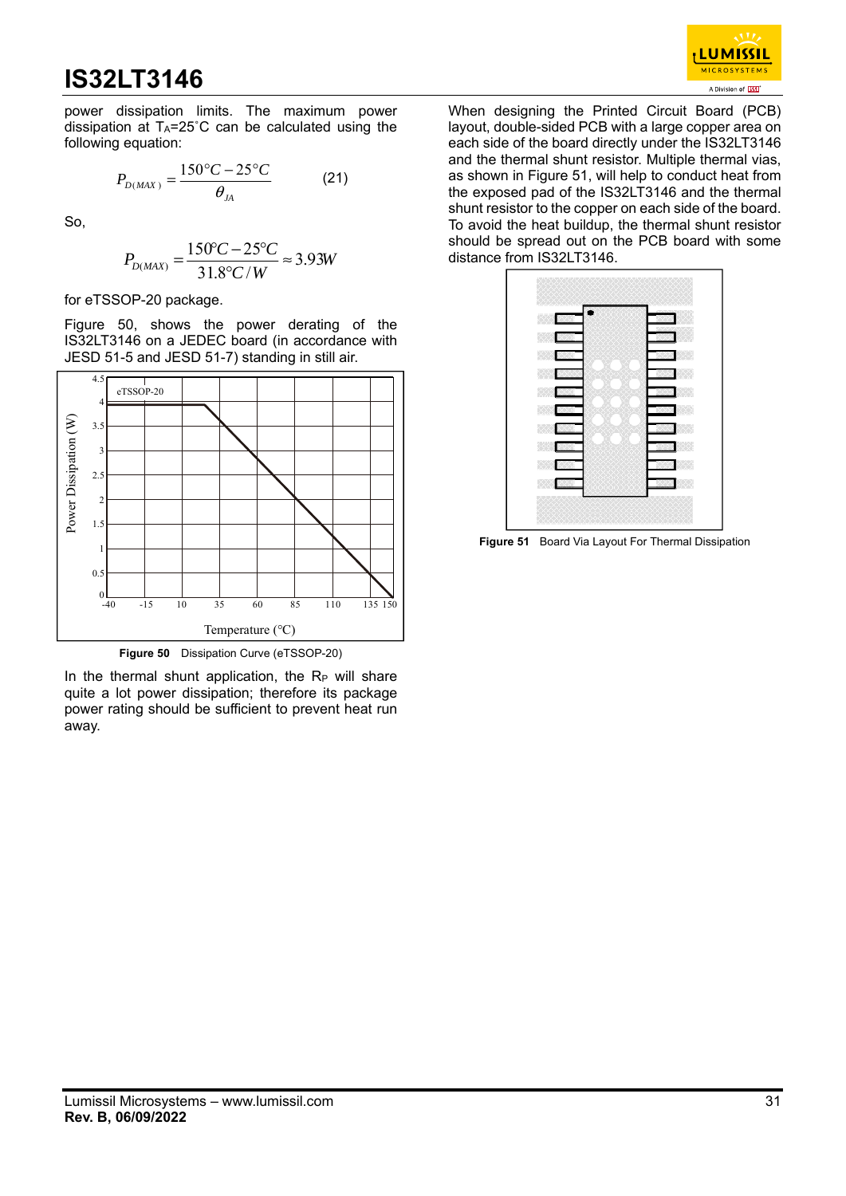power dissipation limits. The maximum power dissipation at $T_A$=25˚C can be calculated using the following equation:

$$P_{D(MAX)} = \frac{150°C - 25°C}{\theta_{JA}} \qquad (21)$$

So,

$$P_{D(MAX)} = \frac{150°C - 25°C}{31.8°C/W} \approx 3.93W$$

for eTSSOP-20 package.

Figure 50, shows the power derating of the IS32LT3146 on a JEDEC board (in accordance with JESD 51-5 and JESD 51-7) standing in still air.

**Figure 50** Dissipation Curve (eTSSOP-20)

In the thermal shunt application, the $R_P$ will share quite a lot power dissipation; therefore its package power rating should be sufficient to prevent heat run away.

When designing the Printed Circuit Board (PCB) layout, double-sided PCB with a large copper area on each side of the board directly under the IS32LT3146 and the thermal shunt resistor. Multiple thermal vias, as shown in Figure 51, will help to conduct heat from the exposed pad of the IS32LT3146 and the thermal shunt resistor to the copper on each side of the board. To avoid the heat buildup, the thermal shunt resistor should be spread out on the PCB board with some distance from IS32LT3146.

**Figure 51** Board Via Layout For Thermal Dissipation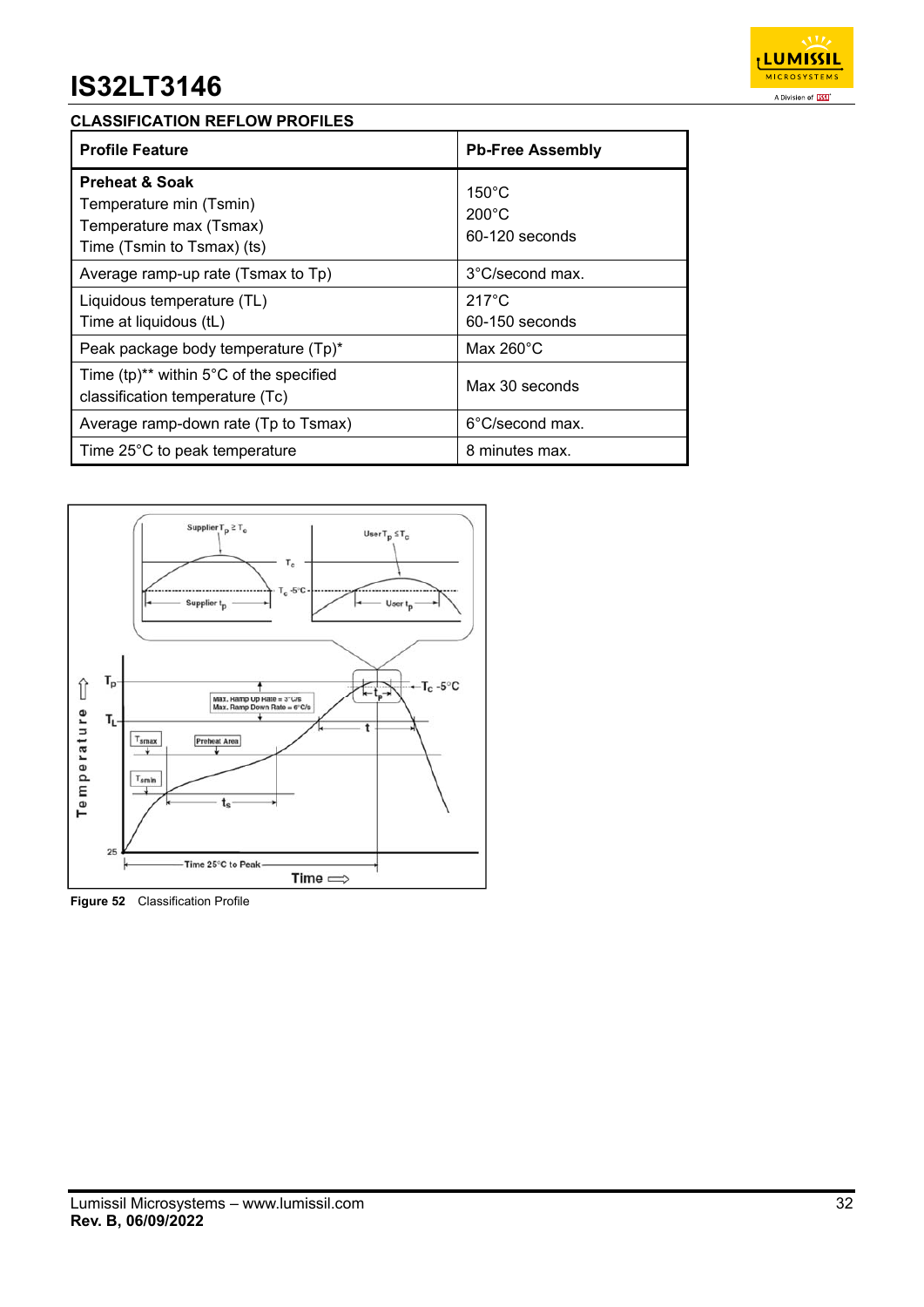## CLASSIFICATION REFLOW PROFILES

| Profile Feature | Pb-Free Assembly |
|---|---|
| **Preheat & Soak**<br>Temperature min (Tsmin)<br>Temperature max (Tsmax)<br>Time (Tsmin to Tsmax) (ts) | 150°C<br>200°C<br>60-120 seconds |
| Average ramp-up rate (Tsmax to Tp) | 3°C/second max. |
| Liquidous temperature (TL)<br>Time at liquidous (tL) | 217°C<br>60-150 seconds |
| Peak package body temperature (Tp)* | Max 260°C |
| Time (tp)** within 5°C of the specified classification temperature (Tc) | Max 30 seconds |
| Average ramp-down rate (Tp to Tsmax) | 6°C/second max. |
| Time 25°C to peak temperature | 8 minutes max. |

**Figure 52** Classification Profile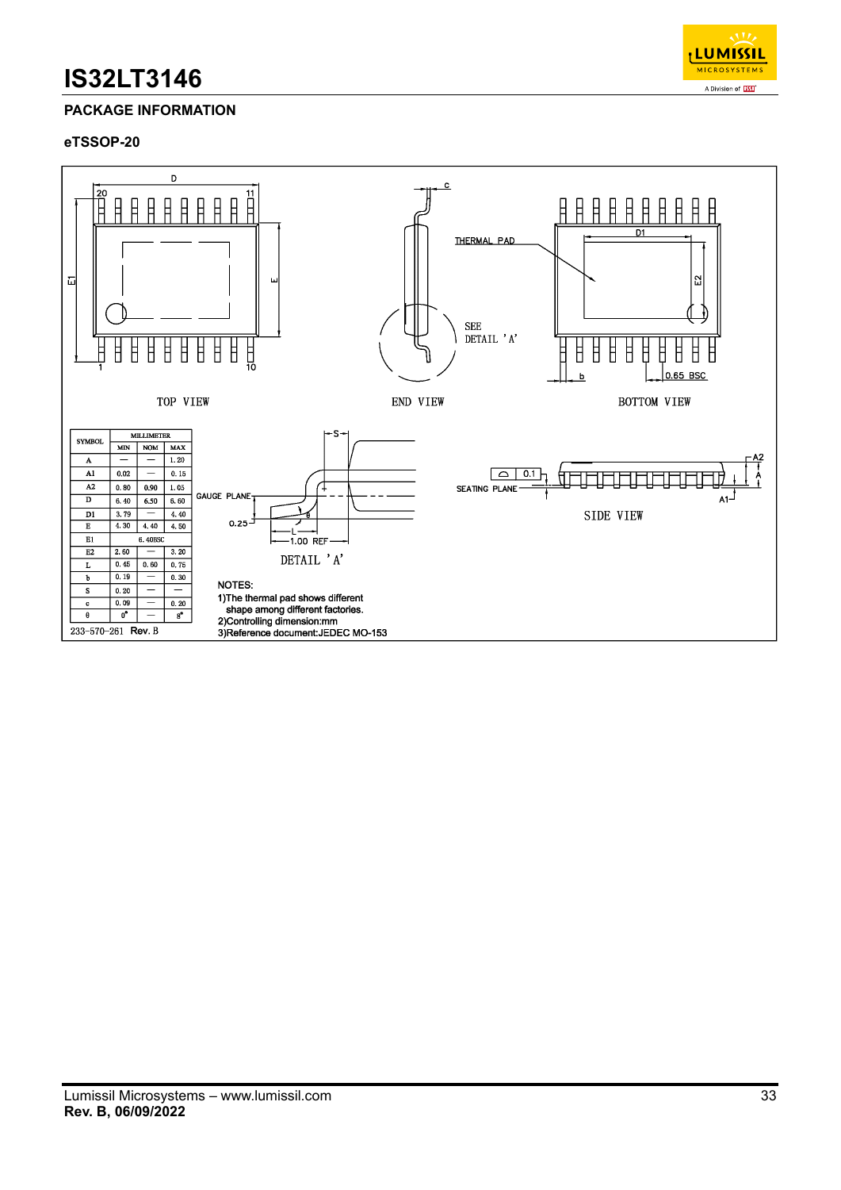## PACKAGE INFORMATION

### eTSSOP-20

TOP VIEW

END VIEW

BOTTOM VIEW

THERMAL PAD

SEE DETAIL 'A'

0.65 BSC

GAUGE PLANE

SEATING PLANE

DETAIL 'A'

SIDE VIEW

| SYMBOL | MILLIMETER | | |
|---|---|---|---|
| | MIN | NOM | MAX |
| A | — | — | 1.20 |
| A1 | 0.02 | — | 0.15 |
| A2 | 0.80 | 0.90 | 1.05 |
| D | 6.40 | 6.50 | 6.60 |
| D1 | 3.79 | — | 4.40 |
| E | 4.30 | 4.40 | 4.50 |
| E1 | 6.40BSC | | |
| E2 | 2.60 | — | 3.20 |
| L | 0.45 | 0.60 | 0.75 |
| b | 0.19 | — | 0.30 |
| S | 0.20 | — | — |
| c | 0.09 | — | 0.20 |
| θ | 0° | — | 8° |

233-570-261 Rev. B

NOTES:
1) The thermal pad shows different shape among different factories.
2) Controlling dimension:mm
3) Reference document:JEDEC MO-153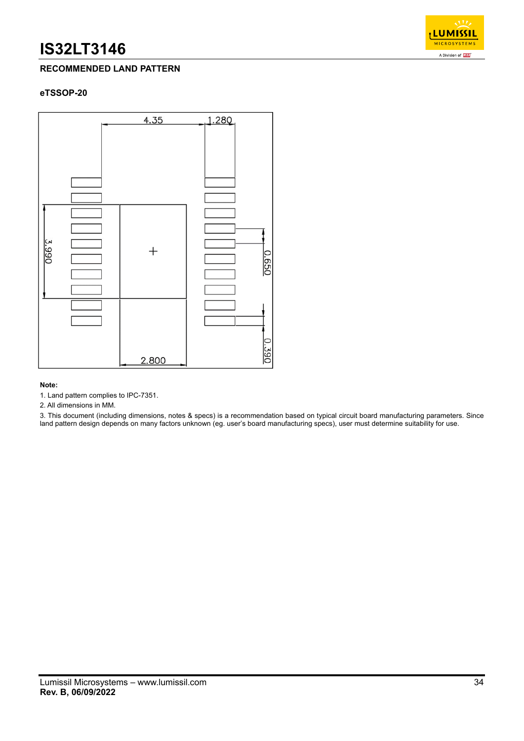# IS32LT3146

## RECOMMENDED LAND PATTERN

### eTSSOP-20

**Note:**

1. Land pattern complies to IPC-7351.
2. All dimensions in MM.
3. This document (including dimensions, notes & specs) is a recommendation based on typical circuit board manufacturing parameters. Since land pattern design depends on many factors unknown (eg. user's board manufacturing specs), user must determine suitability for use.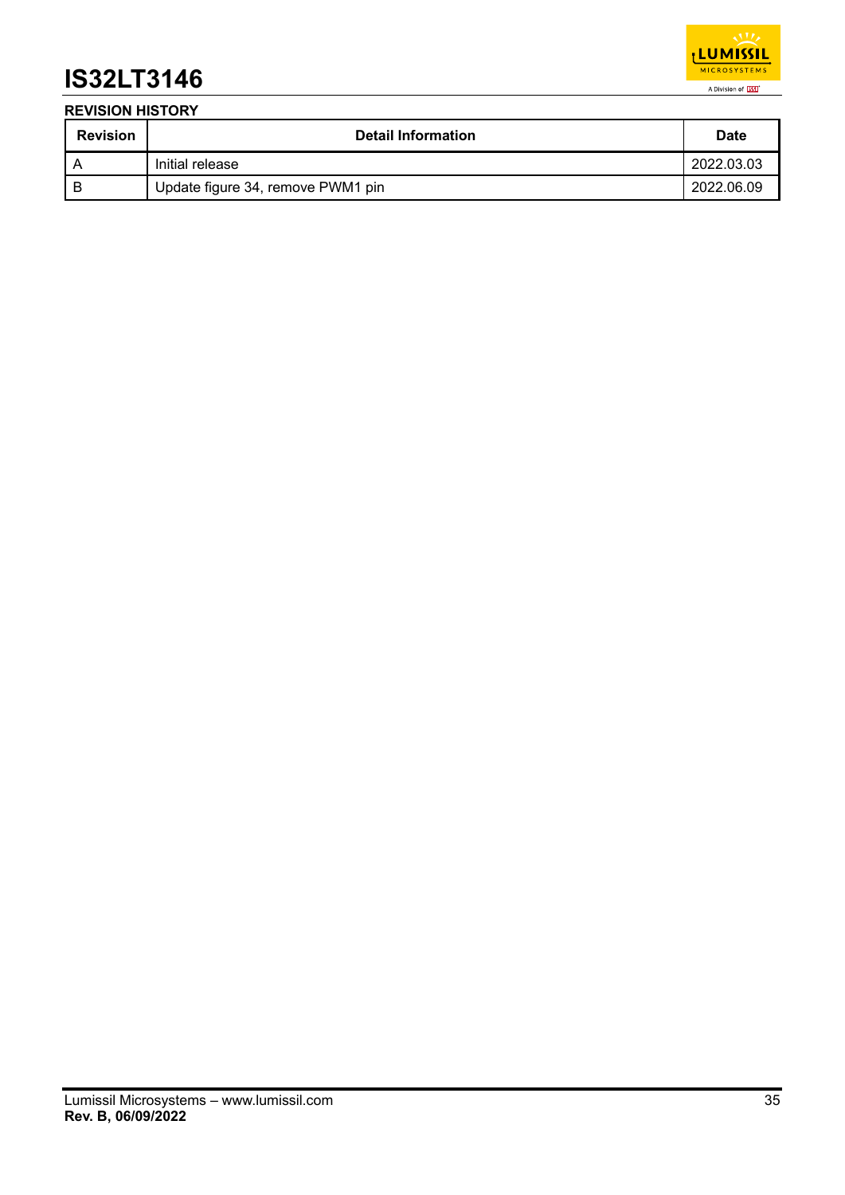## REVISION HISTORY

| Revision | Detail Information | Date |
|---|---|---|
| A | Initial release | 2022.03.03 |
| B | Update figure 34, remove PWM1 pin | 2022.06.09 |